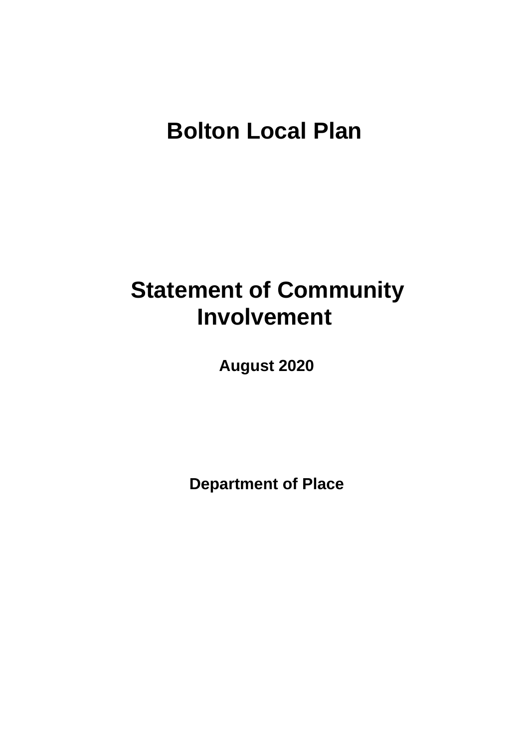# Bolton Local Plan

# Statement of Community Involvement

**August 2020**

**Department of Place**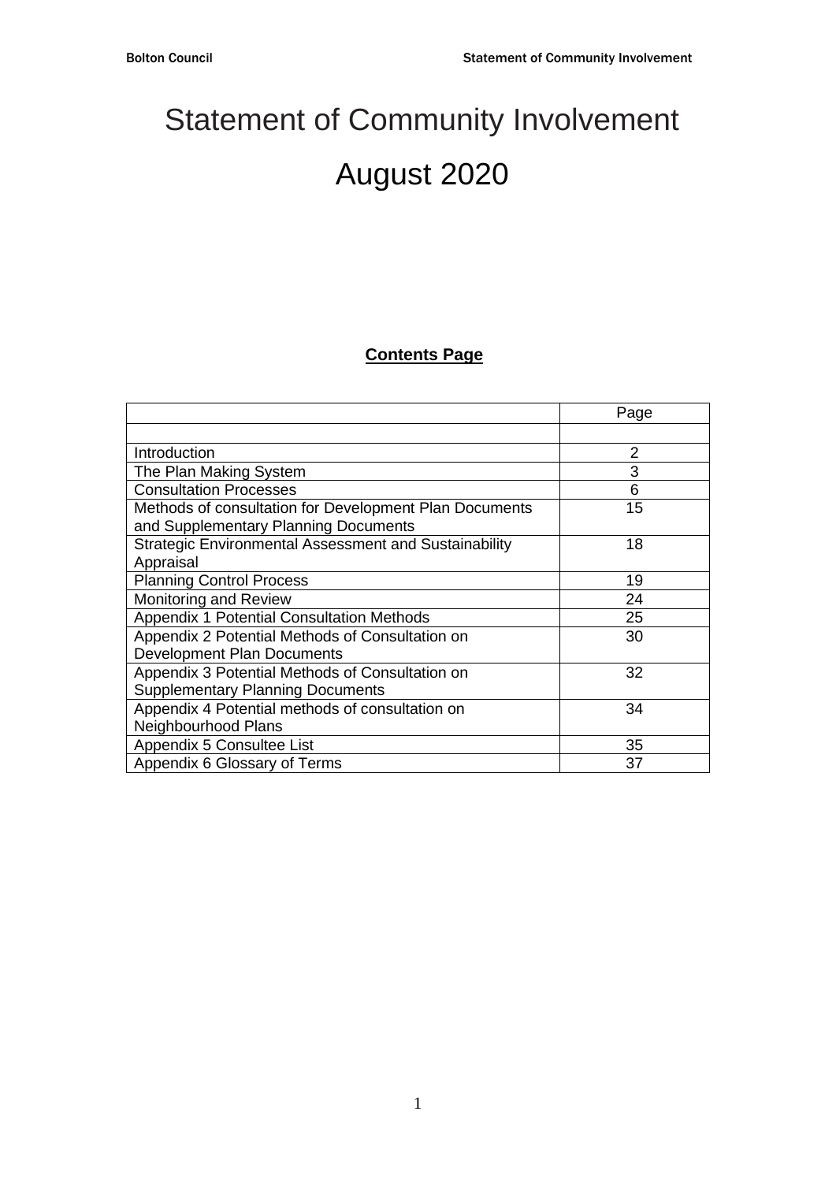# Statement of Community Involvement

# August 2020

**Contents Page**

| | Page |
|---|---|
| | |
| Introduction | 2 |
| The Plan Making System | 3 |
| Consultation Processes | 6 |
| Methods of consultation for Development Plan Documents and Supplementary Planning Documents | 15 |
| Strategic Environmental Assessment and Sustainability Appraisal | 18 |
| Planning Control Process | 19 |
| Monitoring and Review | 24 |
| Appendix 1 Potential Consultation Methods | 25 |
| Appendix 2 Potential Methods of Consultation on Development Plan Documents | 30 |
| Appendix 3 Potential Methods of Consultation on Supplementary Planning Documents | 32 |
| Appendix 4 Potential methods of consultation on Neighbourhood Plans | 34 |
| Appendix 5 Consultee List | 35 |
| Appendix 6 Glossary of Terms | 37 |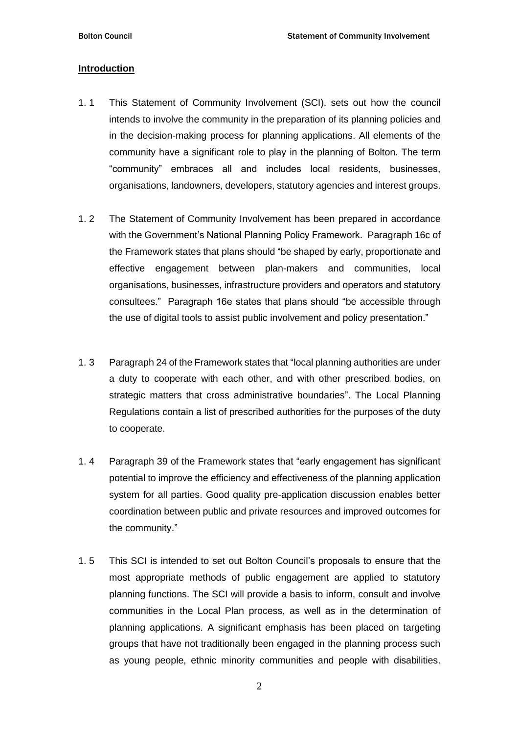## Introduction

1. 1 This Statement of Community Involvement (SCI). sets out how the council intends to involve the community in the preparation of its planning policies and in the decision-making process for planning applications. All elements of the community have a significant role to play in the planning of Bolton. The term "community" embraces all and includes local residents, businesses, organisations, landowners, developers, statutory agencies and interest groups.

1. 2 The Statement of Community Involvement has been prepared in accordance with the Government's National Planning Policy Framework. Paragraph 16c of the Framework states that plans should "be shaped by early, proportionate and effective engagement between plan-makers and communities, local organisations, businesses, infrastructure providers and operators and statutory consultees." Paragraph 16e states that plans should "be accessible through the use of digital tools to assist public involvement and policy presentation."

1. 3 Paragraph 24 of the Framework states that "local planning authorities are under a duty to cooperate with each other, and with other prescribed bodies, on strategic matters that cross administrative boundaries". The Local Planning Regulations contain a list of prescribed authorities for the purposes of the duty to cooperate.

1. 4 Paragraph 39 of the Framework states that "early engagement has significant potential to improve the efficiency and effectiveness of the planning application system for all parties. Good quality pre-application discussion enables better coordination between public and private resources and improved outcomes for the community."

1. 5 This SCI is intended to set out Bolton Council's proposals to ensure that the most appropriate methods of public engagement are applied to statutory planning functions. The SCI will provide a basis to inform, consult and involve communities in the Local Plan process, as well as in the determination of planning applications. A significant emphasis has been placed on targeting groups that have not traditionally been engaged in the planning process such as young people, ethnic minority communities and people with disabilities.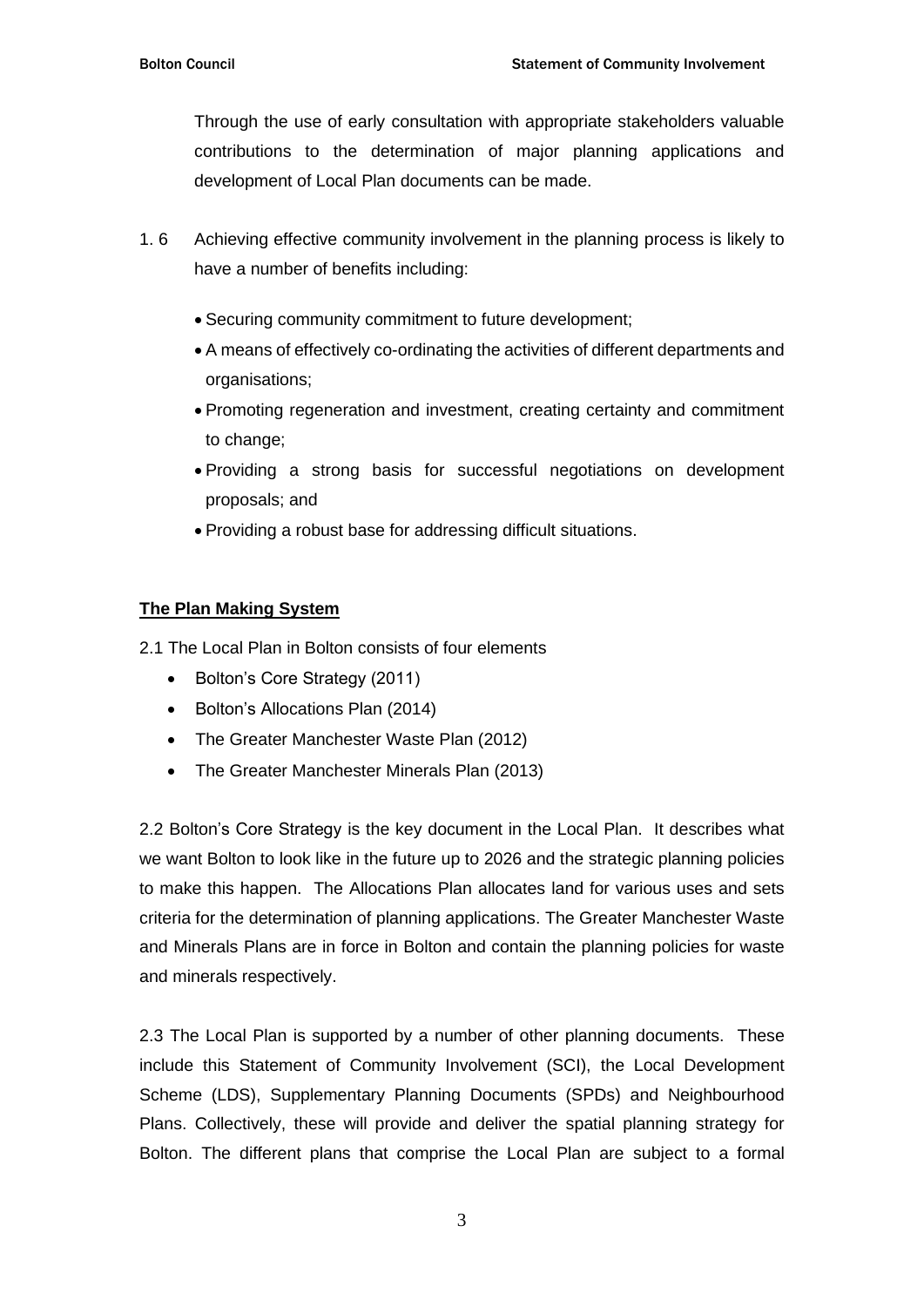Through the use of early consultation with appropriate stakeholders valuable contributions to the determination of major planning applications and development of Local Plan documents can be made.

1.6 Achieving effective community involvement in the planning process is likely to have a number of benefits including:

- Securing community commitment to future development;
- A means of effectively co-ordinating the activities of different departments and organisations;
- Promoting regeneration and investment, creating certainty and commitment to change;
- Providing a strong basis for successful negotiations on development proposals; and
- Providing a robust base for addressing difficult situations.

## The Plan Making System

2.1 The Local Plan in Bolton consists of four elements

- Bolton's Core Strategy (2011)
- Bolton's Allocations Plan (2014)
- The Greater Manchester Waste Plan (2012)
- The Greater Manchester Minerals Plan (2013)

2.2 Bolton's Core Strategy is the key document in the Local Plan. It describes what we want Bolton to look like in the future up to 2026 and the strategic planning policies to make this happen. The Allocations Plan allocates land for various uses and sets criteria for the determination of planning applications. The Greater Manchester Waste and Minerals Plans are in force in Bolton and contain the planning policies for waste and minerals respectively.

2.3 The Local Plan is supported by a number of other planning documents. These include this Statement of Community Involvement (SCI), the Local Development Scheme (LDS), Supplementary Planning Documents (SPDs) and Neighbourhood Plans. Collectively, these will provide and deliver the spatial planning strategy for Bolton. The different plans that comprise the Local Plan are subject to a formal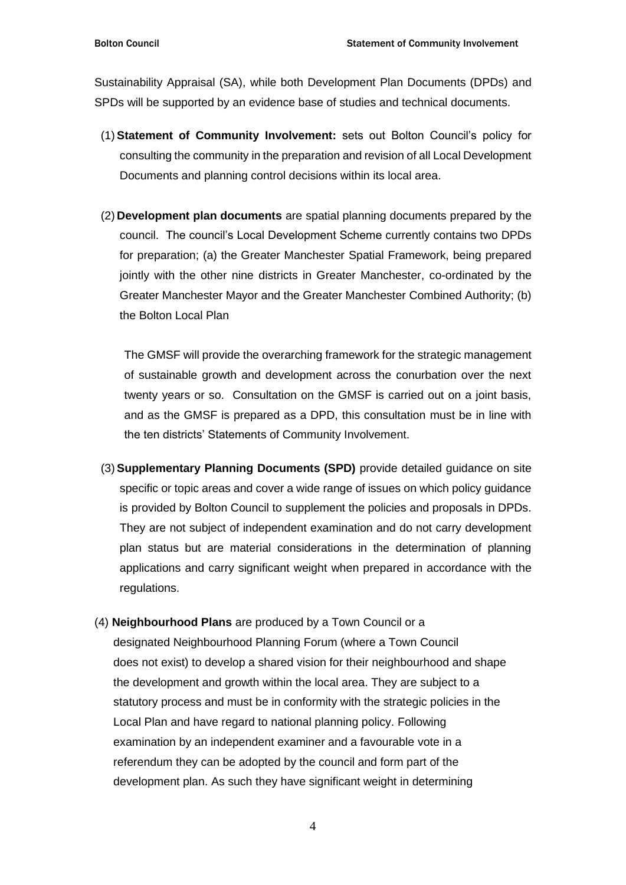Sustainability Appraisal (SA), while both Development Plan Documents (DPDs) and SPDs will be supported by an evidence base of studies and technical documents.

(1) **Statement of Community Involvement:** sets out Bolton Council's policy for consulting the community in the preparation and revision of all Local Development Documents and planning control decisions within its local area.

(2) **Development plan documents** are spatial planning documents prepared by the council. The council's Local Development Scheme currently contains two DPDs for preparation; (a) the Greater Manchester Spatial Framework, being prepared jointly with the other nine districts in Greater Manchester, co-ordinated by the Greater Manchester Mayor and the Greater Manchester Combined Authority; (b) the Bolton Local Plan

The GMSF will provide the overarching framework for the strategic management of sustainable growth and development across the conurbation over the next twenty years or so. Consultation on the GMSF is carried out on a joint basis, and as the GMSF is prepared as a DPD, this consultation must be in line with the ten districts' Statements of Community Involvement.

(3) **Supplementary Planning Documents (SPD)** provide detailed guidance on site specific or topic areas and cover a wide range of issues on which policy guidance is provided by Bolton Council to supplement the policies and proposals in DPDs. They are not subject of independent examination and do not carry development plan status but are material considerations in the determination of planning applications and carry significant weight when prepared in accordance with the regulations.

(4) **Neighbourhood Plans** are produced by a Town Council or a designated Neighbourhood Planning Forum (where a Town Council does not exist) to develop a shared vision for their neighbourhood and shape the development and growth within the local area. They are subject to a statutory process and must be in conformity with the strategic policies in the Local Plan and have regard to national planning policy. Following examination by an independent examiner and a favourable vote in a referendum they can be adopted by the council and form part of the development plan. As such they have significant weight in determining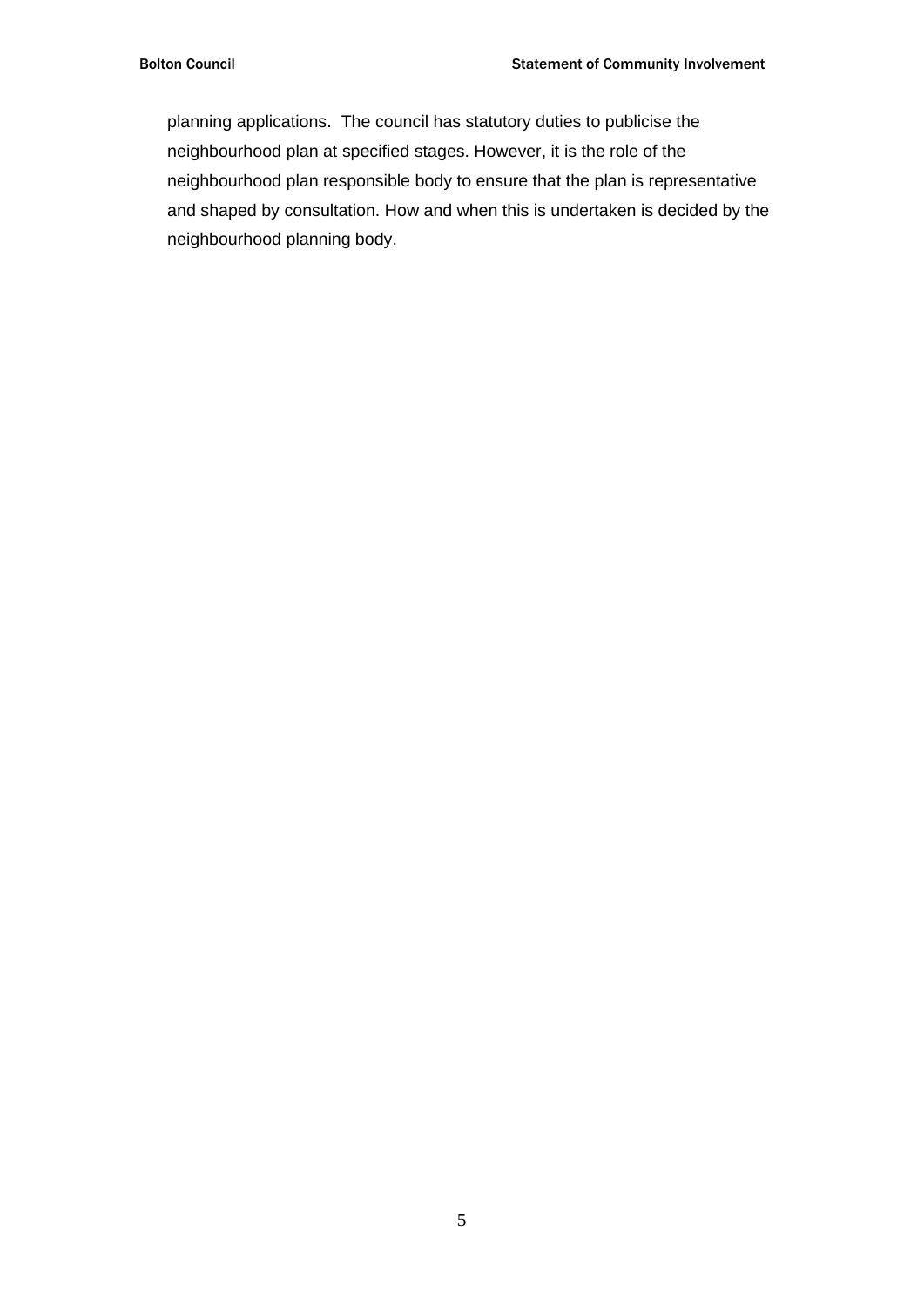planning applications. The council has statutory duties to publicise the neighbourhood plan at specified stages. However, it is the role of the neighbourhood plan responsible body to ensure that the plan is representative and shaped by consultation. How and when this is undertaken is decided by the neighbourhood planning body.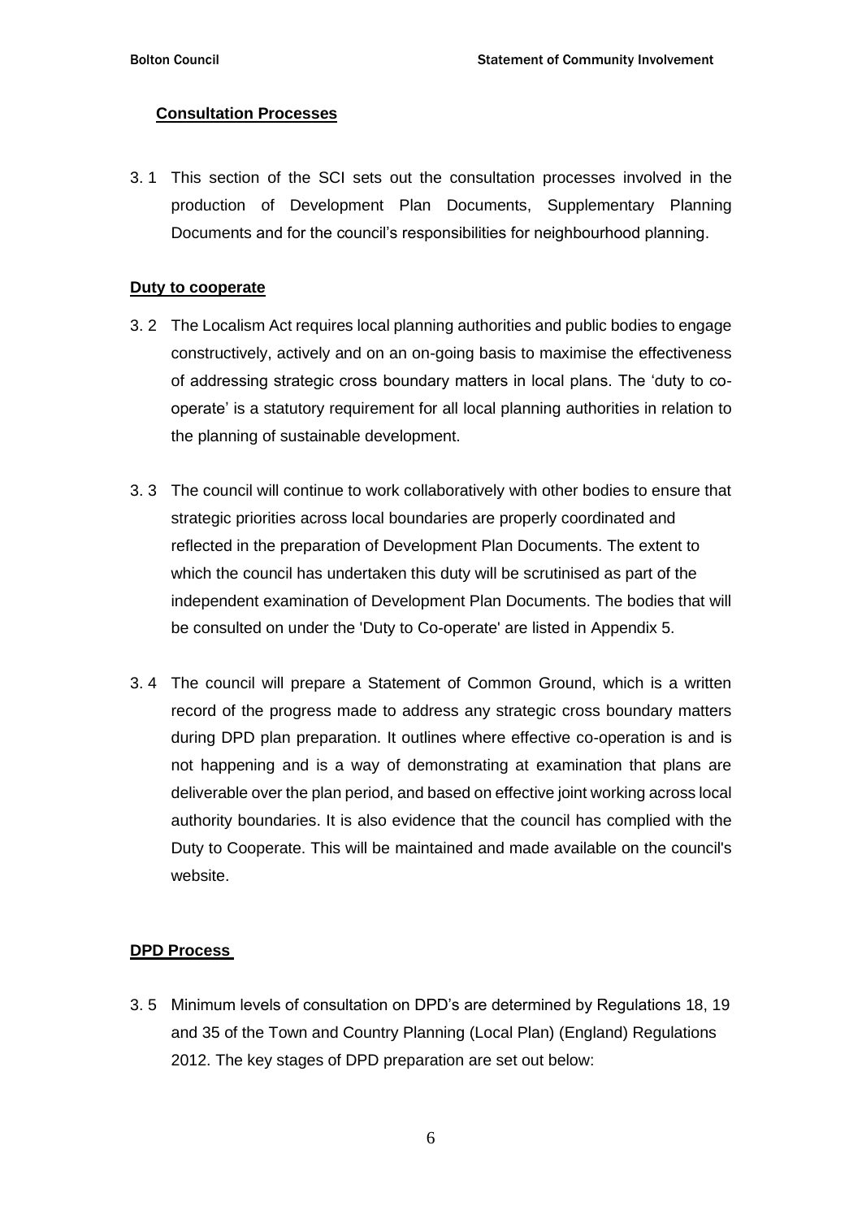## Consultation Processes

3.1 This section of the SCI sets out the consultation processes involved in the production of Development Plan Documents, Supplementary Planning Documents and for the council's responsibilities for neighbourhood planning.

### Duty to cooperate

3.2 The Localism Act requires local planning authorities and public bodies to engage constructively, actively and on an on-going basis to maximise the effectiveness of addressing strategic cross boundary matters in local plans. The 'duty to co-operate' is a statutory requirement for all local planning authorities in relation to the planning of sustainable development.

3.3 The council will continue to work collaboratively with other bodies to ensure that strategic priorities across local boundaries are properly coordinated and reflected in the preparation of Development Plan Documents. The extent to which the council has undertaken this duty will be scrutinised as part of the independent examination of Development Plan Documents. The bodies that will be consulted on under the 'Duty to Co-operate' are listed in Appendix 5.

3.4 The council will prepare a Statement of Common Ground, which is a written record of the progress made to address any strategic cross boundary matters during DPD plan preparation. It outlines where effective co-operation is and is not happening and is a way of demonstrating at examination that plans are deliverable over the plan period, and based on effective joint working across local authority boundaries. It is also evidence that the council has complied with the Duty to Cooperate. This will be maintained and made available on the council's website.

### DPD Process

3.5 Minimum levels of consultation on DPD's are determined by Regulations 18, 19 and 35 of the Town and Country Planning (Local Plan) (England) Regulations 2012. The key stages of DPD preparation are set out below: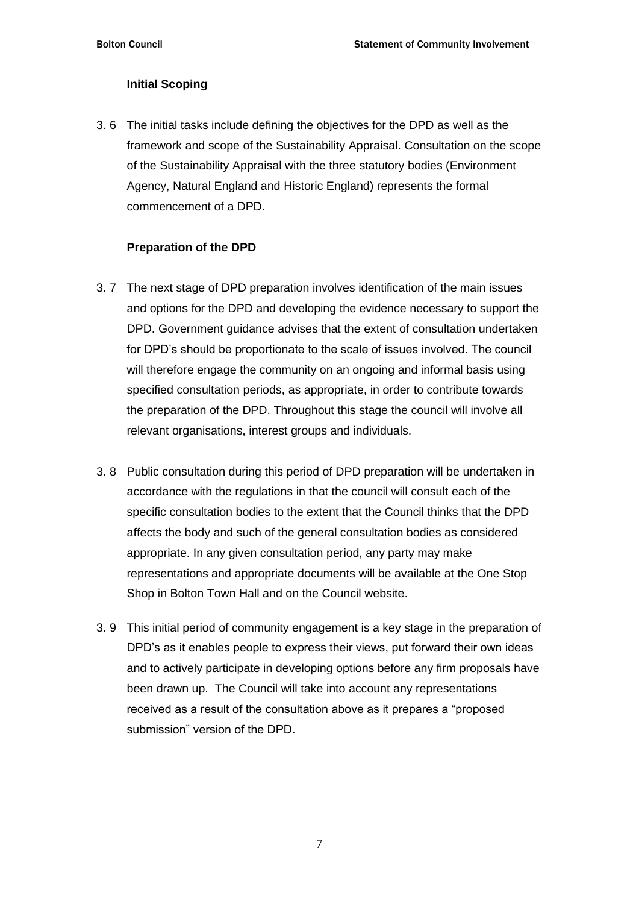### Initial Scoping

3. 6 The initial tasks include defining the objectives for the DPD as well as the framework and scope of the Sustainability Appraisal. Consultation on the scope of the Sustainability Appraisal with the three statutory bodies (Environment Agency, Natural England and Historic England) represents the formal commencement of a DPD.

### Preparation of the DPD

3. 7 The next stage of DPD preparation involves identification of the main issues and options for the DPD and developing the evidence necessary to support the DPD. Government guidance advises that the extent of consultation undertaken for DPD's should be proportionate to the scale of issues involved. The council will therefore engage the community on an ongoing and informal basis using specified consultation periods, as appropriate, in order to contribute towards the preparation of the DPD. Throughout this stage the council will involve all relevant organisations, interest groups and individuals.

3. 8 Public consultation during this period of DPD preparation will be undertaken in accordance with the regulations in that the council will consult each of the specific consultation bodies to the extent that the Council thinks that the DPD affects the body and such of the general consultation bodies as considered appropriate. In any given consultation period, any party may make representations and appropriate documents will be available at the One Stop Shop in Bolton Town Hall and on the Council website.

3. 9 This initial period of community engagement is a key stage in the preparation of DPD's as it enables people to express their views, put forward their own ideas and to actively participate in developing options before any firm proposals have been drawn up. The Council will take into account any representations received as a result of the consultation above as it prepares a "proposed submission" version of the DPD.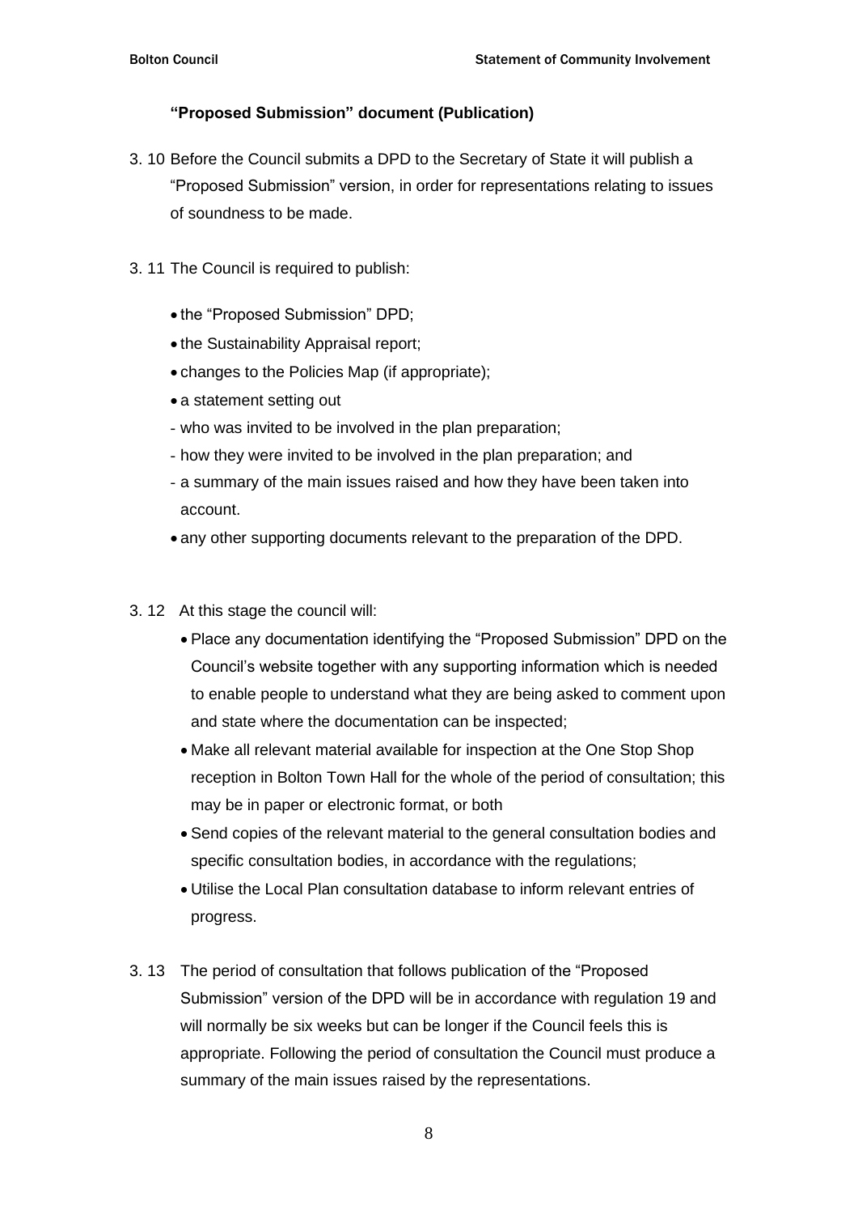### "Proposed Submission" document (Publication)

3. 10 Before the Council submits a DPD to the Secretary of State it will publish a "Proposed Submission" version, in order for representations relating to issues of soundness to be made.

3. 11 The Council is required to publish:

- the "Proposed Submission" DPD;
- the Sustainability Appraisal report;
- changes to the Policies Map (if appropriate);
- a statement setting out
  - who was invited to be involved in the plan preparation;
  - how they were invited to be involved in the plan preparation; and
  - a summary of the main issues raised and how they have been taken into account.
- any other supporting documents relevant to the preparation of the DPD.

3. 12 At this stage the council will:

- Place any documentation identifying the "Proposed Submission" DPD on the Council's website together with any supporting information which is needed to enable people to understand what they are being asked to comment upon and state where the documentation can be inspected;
- Make all relevant material available for inspection at the One Stop Shop reception in Bolton Town Hall for the whole of the period of consultation; this may be in paper or electronic format, or both
- Send copies of the relevant material to the general consultation bodies and specific consultation bodies, in accordance with the regulations;
- Utilise the Local Plan consultation database to inform relevant entries of progress.

3. 13 The period of consultation that follows publication of the "Proposed Submission" version of the DPD will be in accordance with regulation 19 and will normally be six weeks but can be longer if the Council feels this is appropriate. Following the period of consultation the Council must produce a summary of the main issues raised by the representations.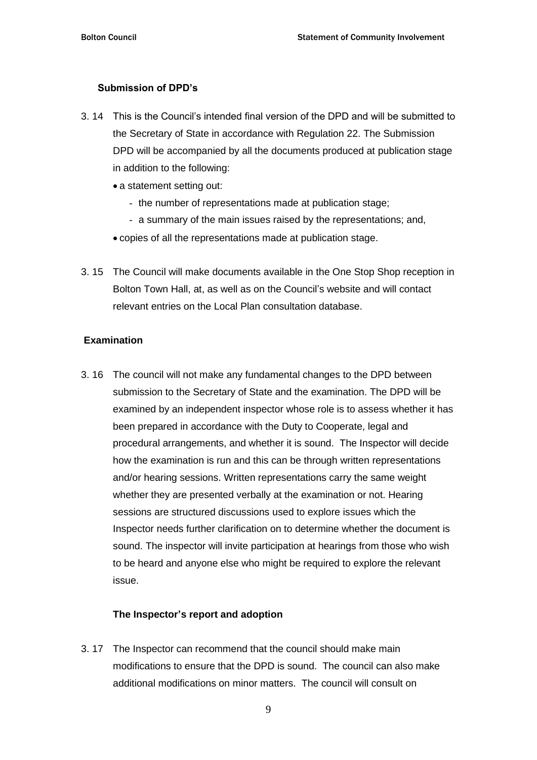### Submission of DPD's

3. 14 This is the Council's intended final version of the DPD and will be submitted to the Secretary of State in accordance with Regulation 22. The Submission DPD will be accompanied by all the documents produced at publication stage in addition to the following:

- a statement setting out:
  - the number of representations made at publication stage;
  - a summary of the main issues raised by the representations; and,
- copies of all the representations made at publication stage.

3. 15 The Council will make documents available in the One Stop Shop reception in Bolton Town Hall, at, as well as on the Council's website and will contact relevant entries on the Local Plan consultation database.

### Examination

3. 16 The council will not make any fundamental changes to the DPD between submission to the Secretary of State and the examination. The DPD will be examined by an independent inspector whose role is to assess whether it has been prepared in accordance with the Duty to Cooperate, legal and procedural arrangements, and whether it is sound. The Inspector will decide how the examination is run and this can be through written representations and/or hearing sessions. Written representations carry the same weight whether they are presented verbally at the examination or not. Hearing sessions are structured discussions used to explore issues which the Inspector needs further clarification on to determine whether the document is sound. The inspector will invite participation at hearings from those who wish to be heard and anyone else who might be required to explore the relevant issue.

### The Inspector's report and adoption

3. 17 The Inspector can recommend that the council should make main modifications to ensure that the DPD is sound. The council can also make additional modifications on minor matters. The council will consult on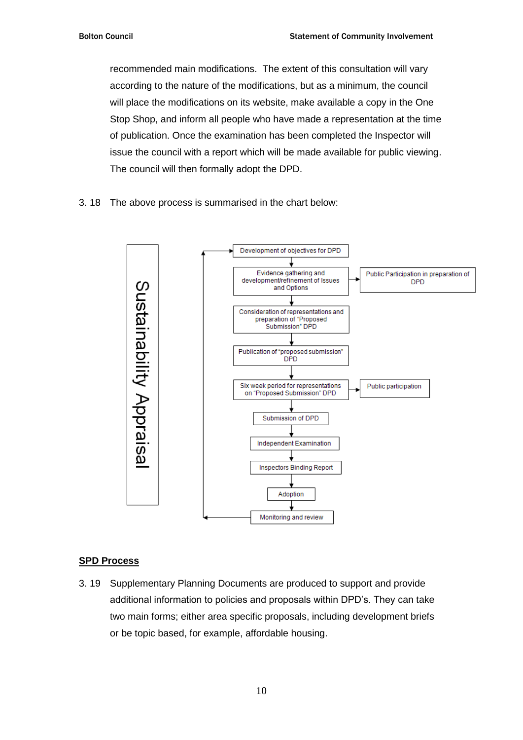recommended main modifications.  The extent of this consultation will vary according to the nature of the modifications, but as a minimum, the council will place the modifications on its website, make available a copy in the One Stop Shop, and inform all people who have made a representation at the time of publication. Once the examination has been completed the Inspector will issue the council with a report which will be made available for public viewing. The council will then formally adopt the DPD.

3. 18 The above process is summarised in the chart below:

Sustainability Appraisal

- Development of objectives for DPD
- Evidence gathering and development/refinement of Issues and Options → Public Participation in preparation of DPD
- Consideration of representations and preparation of "Proposed Submission" DPD
- Publication of "proposed submission" DPD
- Six week period for representations on "Proposed Submission" DPD → Public participation
- Submission of DPD
- Independent Examination
- Inspectors Binding Report
- Adoption
- Monitoring and review

## SPD Process

3. 19 Supplementary Planning Documents are produced to support and provide additional information to policies and proposals within DPD's. They can take two main forms; either area specific proposals, including development briefs or be topic based, for example, affordable housing.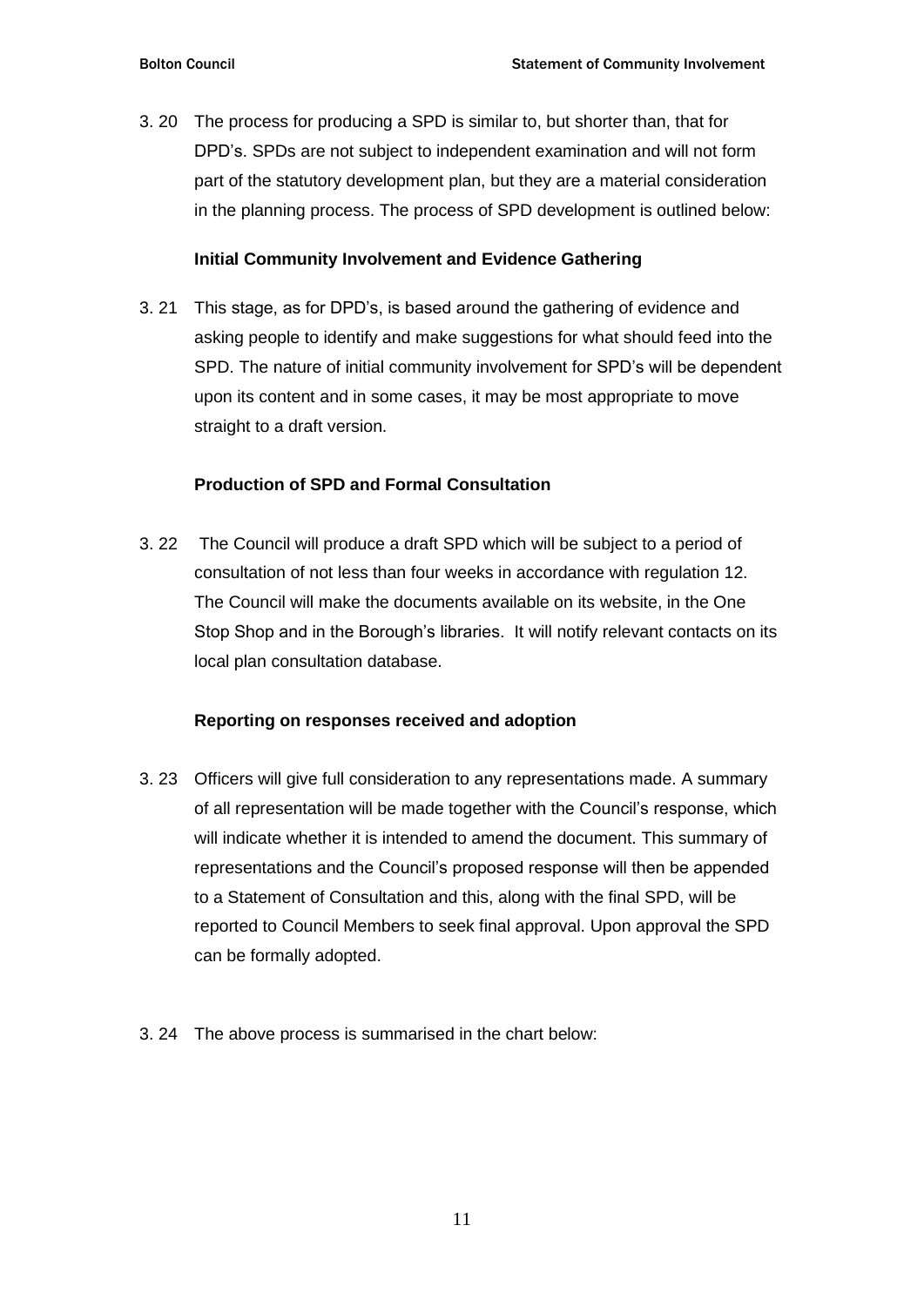3. 20 The process for producing a SPD is similar to, but shorter than, that for DPD's. SPDs are not subject to independent examination and will not form part of the statutory development plan, but they are a material consideration in the planning process. The process of SPD development is outlined below:

**Initial Community Involvement and Evidence Gathering**

3. 21 This stage, as for DPD's, is based around the gathering of evidence and asking people to identify and make suggestions for what should feed into the SPD. The nature of initial community involvement for SPD's will be dependent upon its content and in some cases, it may be most appropriate to move straight to a draft version.

**Production of SPD and Formal Consultation**

3. 22 The Council will produce a draft SPD which will be subject to a period of consultation of not less than four weeks in accordance with regulation 12. The Council will make the documents available on its website, in the One Stop Shop and in the Borough's libraries. It will notify relevant contacts on its local plan consultation database.

**Reporting on responses received and adoption**

3. 23 Officers will give full consideration to any representations made. A summary of all representation will be made together with the Council's response, which will indicate whether it is intended to amend the document. This summary of representations and the Council's proposed response will then be appended to a Statement of Consultation and this, along with the final SPD, will be reported to Council Members to seek final approval. Upon approval the SPD can be formally adopted.

3. 24 The above process is summarised in the chart below: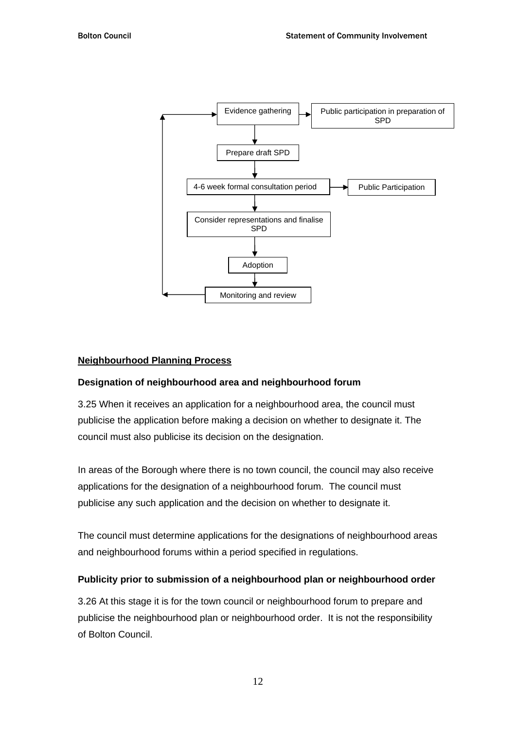Evidence gathering → Public participation in preparation of SPD

Prepare draft SPD

4-6 week formal consultation period → Public Participation

Consider representations and finalise SPD

Adoption

Monitoring and review

**Neighbourhood Planning Process**

**Designation of neighbourhood area and neighbourhood forum**

3.25 When it receives an application for a neighbourhood area, the council must publicise the application before making a decision on whether to designate it. The council must also publicise its decision on the designation.

In areas of the Borough where there is no town council, the council may also receive applications for the designation of a neighbourhood forum. The council must publicise any such application and the decision on whether to designate it.

The council must determine applications for the designations of neighbourhood areas and neighbourhood forums within a period specified in regulations.

**Publicity prior to submission of a neighbourhood plan or neighbourhood order**

3.26 At this stage it is for the town council or neighbourhood forum to prepare and publicise the neighbourhood plan or neighbourhood order. It is not the responsibility of Bolton Council.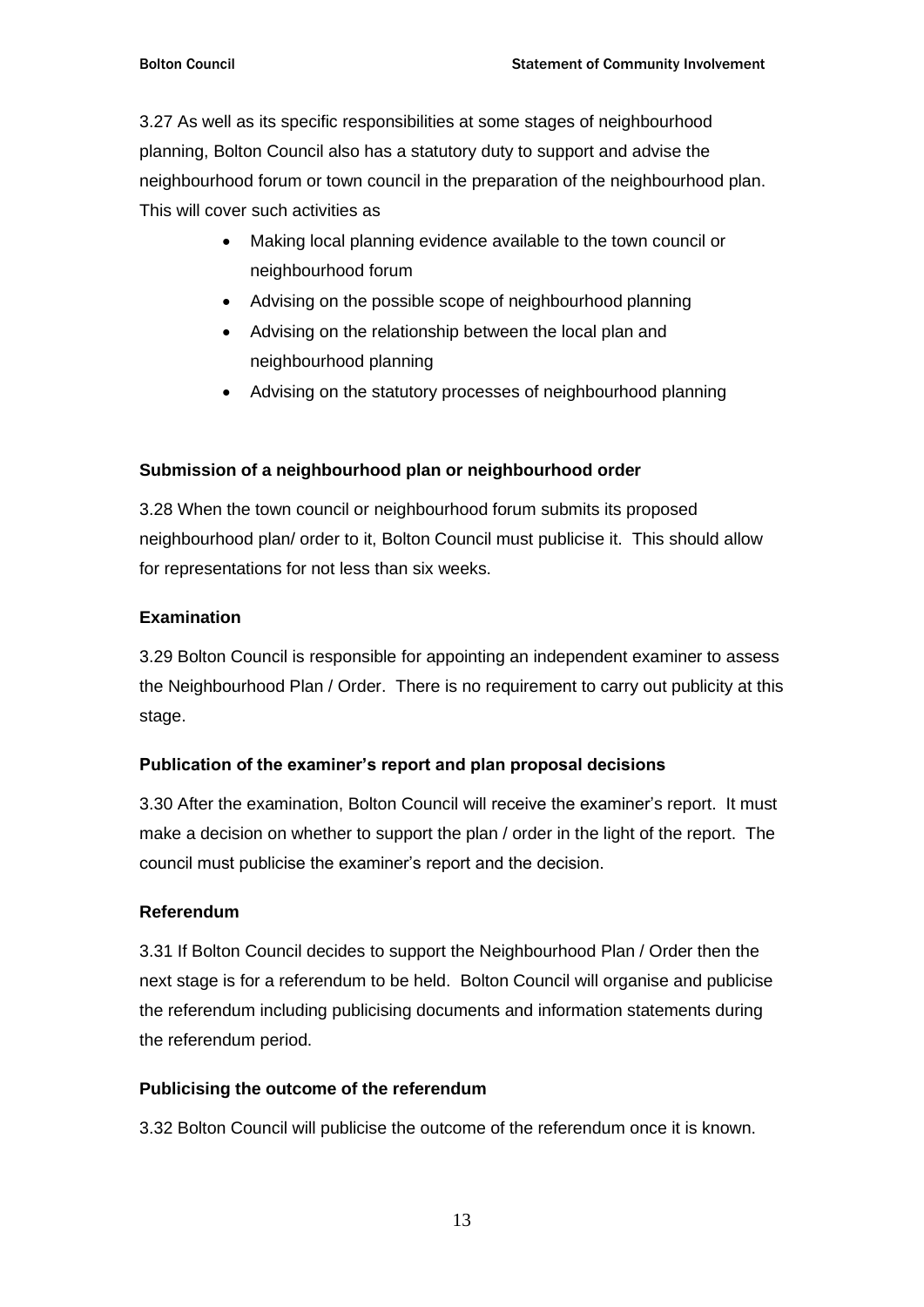3.27 As well as its specific responsibilities at some stages of neighbourhood planning, Bolton Council also has a statutory duty to support and advise the neighbourhood forum or town council in the preparation of the neighbourhood plan. This will cover such activities as

- Making local planning evidence available to the town council or neighbourhood forum
- Advising on the possible scope of neighbourhood planning
- Advising on the relationship between the local plan and neighbourhood planning
- Advising on the statutory processes of neighbourhood planning

**Submission of a neighbourhood plan or neighbourhood order**

3.28 When the town council or neighbourhood forum submits its proposed neighbourhood plan/ order to it, Bolton Council must publicise it. This should allow for representations for not less than six weeks.

**Examination**

3.29 Bolton Council is responsible for appointing an independent examiner to assess the Neighbourhood Plan / Order. There is no requirement to carry out publicity at this stage.

**Publication of the examiner's report and plan proposal decisions**

3.30 After the examination, Bolton Council will receive the examiner's report. It must make a decision on whether to support the plan / order in the light of the report. The council must publicise the examiner's report and the decision.

**Referendum**

3.31 If Bolton Council decides to support the Neighbourhood Plan / Order then the next stage is for a referendum to be held. Bolton Council will organise and publicise the referendum including publicising documents and information statements during the referendum period.

**Publicising the outcome of the referendum**

3.32 Bolton Council will publicise the outcome of the referendum once it is known.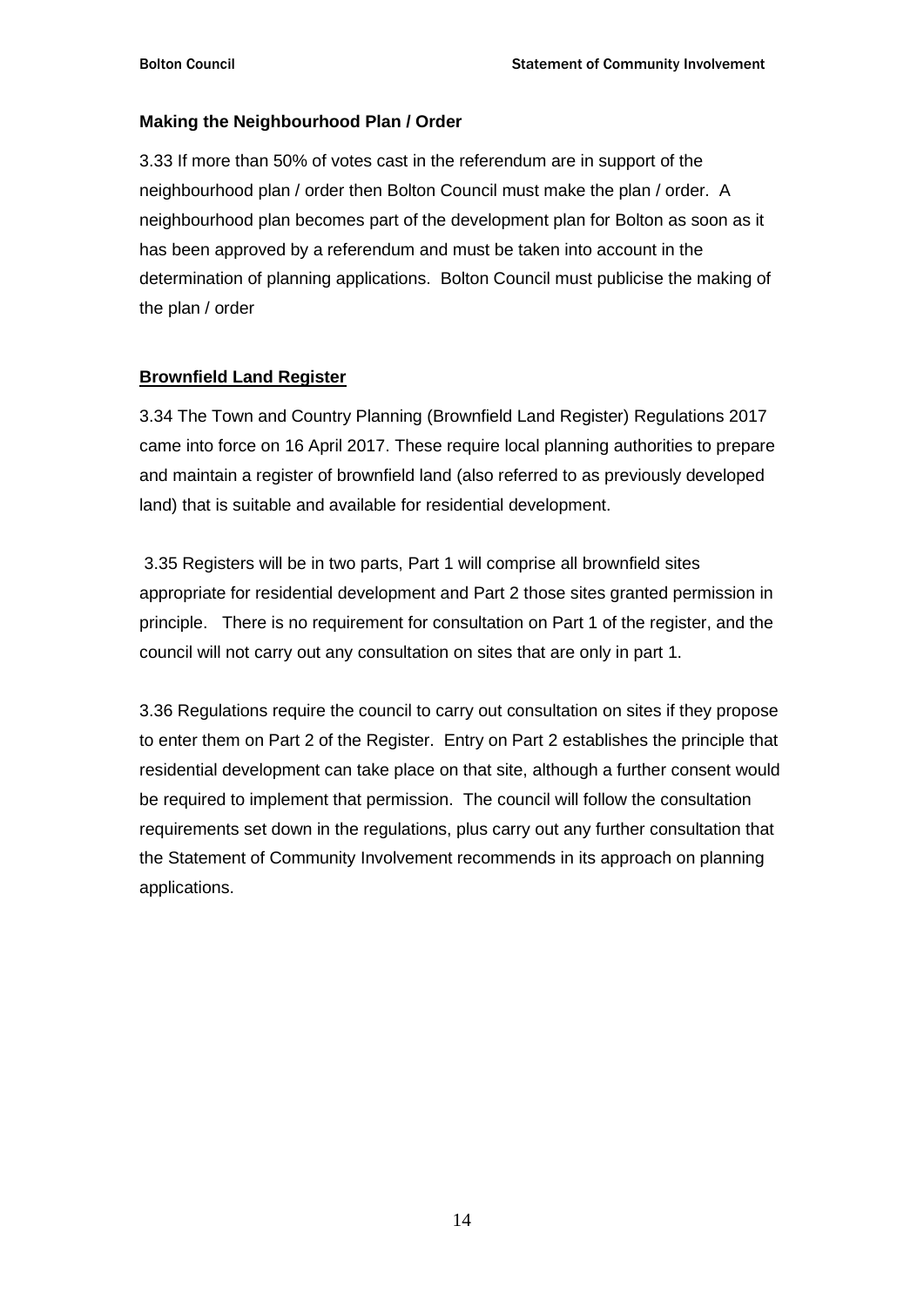### Making the Neighbourhood Plan / Order

3.33 If more than 50% of votes cast in the referendum are in support of the neighbourhood plan / order then Bolton Council must make the plan / order. A neighbourhood plan becomes part of the development plan for Bolton as soon as it has been approved by a referendum and must be taken into account in the determination of planning applications. Bolton Council must publicise the making of the plan / order

### Brownfield Land Register

3.34 The Town and Country Planning (Brownfield Land Register) Regulations 2017 came into force on 16 April 2017. These require local planning authorities to prepare and maintain a register of brownfield land (also referred to as previously developed land) that is suitable and available for residential development.

3.35 Registers will be in two parts, Part 1 will comprise all brownfield sites appropriate for residential development and Part 2 those sites granted permission in principle. There is no requirement for consultation on Part 1 of the register, and the council will not carry out any consultation on sites that are only in part 1.

3.36 Regulations require the council to carry out consultation on sites if they propose to enter them on Part 2 of the Register. Entry on Part 2 establishes the principle that residential development can take place on that site, although a further consent would be required to implement that permission. The council will follow the consultation requirements set down in the regulations, plus carry out any further consultation that the Statement of Community Involvement recommends in its approach on planning applications.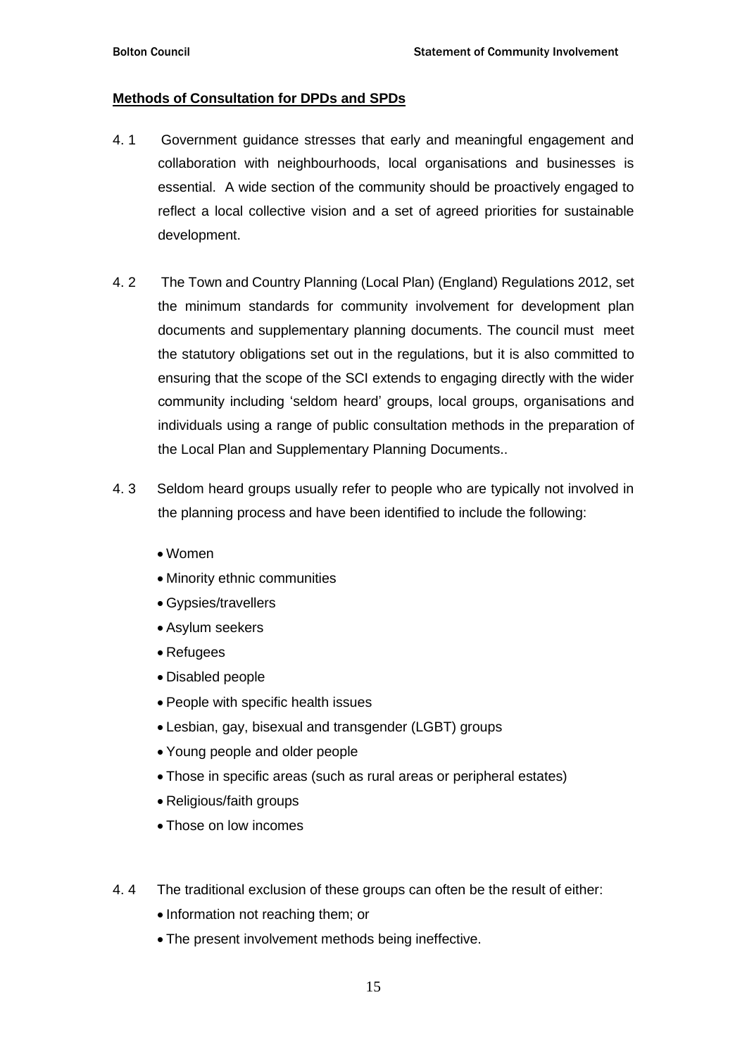**Methods of Consultation for DPDs and SPDs**

4. 1 Government guidance stresses that early and meaningful engagement and collaboration with neighbourhoods, local organisations and businesses is essential. A wide section of the community should be proactively engaged to reflect a local collective vision and a set of agreed priorities for sustainable development.

4. 2 The Town and Country Planning (Local Plan) (England) Regulations 2012, set the minimum standards for community involvement for development plan documents and supplementary planning documents. The council must meet the statutory obligations set out in the regulations, but it is also committed to ensuring that the scope of the SCI extends to engaging directly with the wider community including 'seldom heard' groups, local groups, organisations and individuals using a range of public consultation methods in the preparation of the Local Plan and Supplementary Planning Documents..

4. 3 Seldom heard groups usually refer to people who are typically not involved in the planning process and have been identified to include the following:

- Women
- Minority ethnic communities
- Gypsies/travellers
- Asylum seekers
- Refugees
- Disabled people
- People with specific health issues
- Lesbian, gay, bisexual and transgender (LGBT) groups
- Young people and older people
- Those in specific areas (such as rural areas or peripheral estates)
- Religious/faith groups
- Those on low incomes

4. 4 The traditional exclusion of these groups can often be the result of either:

- Information not reaching them; or
- The present involvement methods being ineffective.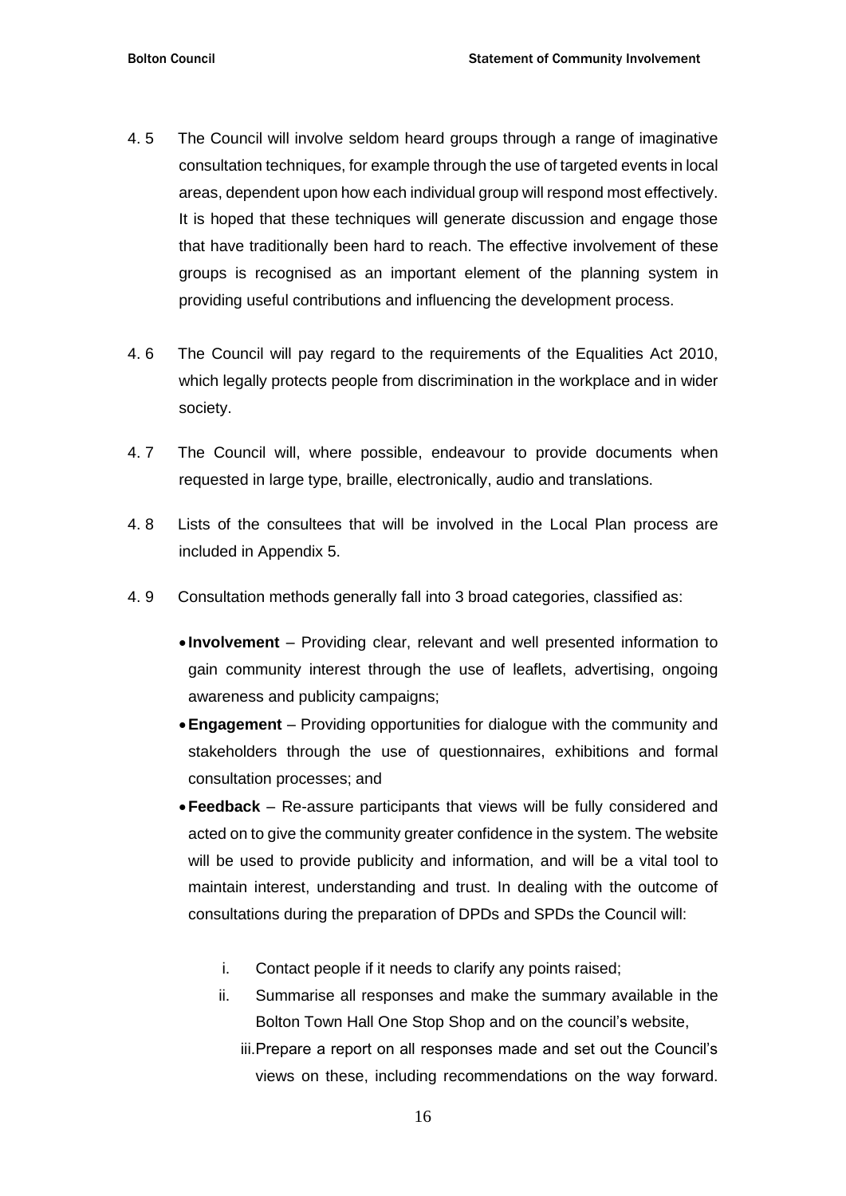4.5 The Council will involve seldom heard groups through a range of imaginative consultation techniques, for example through the use of targeted events in local areas, dependent upon how each individual group will respond most effectively. It is hoped that these techniques will generate discussion and engage those that have traditionally been hard to reach. The effective involvement of these groups is recognised as an important element of the planning system in providing useful contributions and influencing the development process.

4.6 The Council will pay regard to the requirements of the Equalities Act 2010, which legally protects people from discrimination in the workplace and in wider society.

4.7 The Council will, where possible, endeavour to provide documents when requested in large type, braille, electronically, audio and translations.

4.8 Lists of the consultees that will be involved in the Local Plan process are included in Appendix 5.

4.9 Consultation methods generally fall into 3 broad categories, classified as:

- **Involvement** – Providing clear, relevant and well presented information to gain community interest through the use of leaflets, advertising, ongoing awareness and publicity campaigns;
- **Engagement** – Providing opportunities for dialogue with the community and stakeholders through the use of questionnaires, exhibitions and formal consultation processes; and
- **Feedback** – Re-assure participants that views will be fully considered and acted on to give the community greater confidence in the system. The website will be used to provide publicity and information, and will be a vital tool to maintain interest, understanding and trust. In dealing with the outcome of consultations during the preparation of DPDs and SPDs the Council will:

    i. Contact people if it needs to clarify any points raised;
    ii. Summarise all responses and make the summary available in the Bolton Town Hall One Stop Shop and on the council's website,
    iii. Prepare a report on all responses made and set out the Council's views on these, including recommendations on the way forward.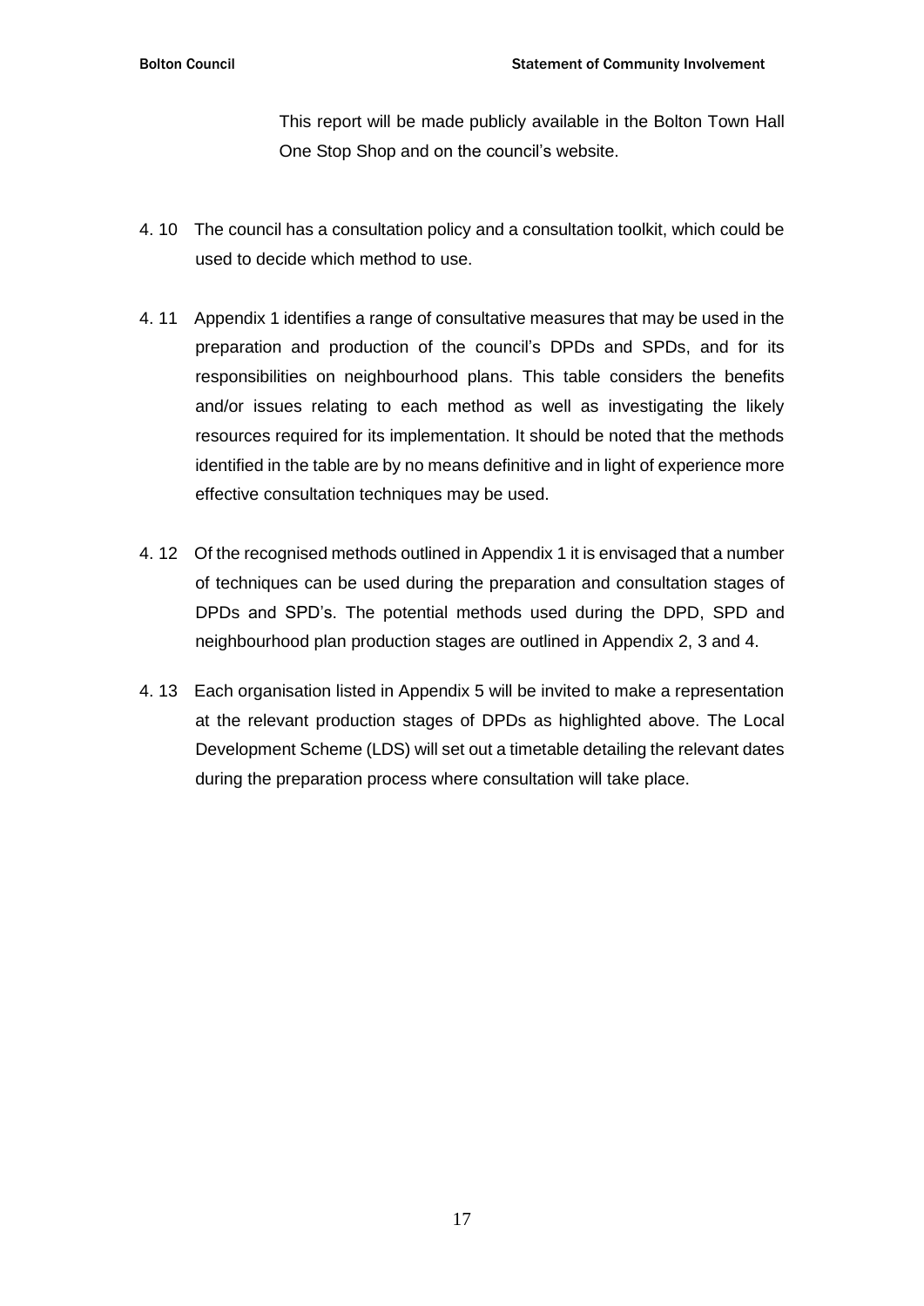This report will be made publicly available in the Bolton Town Hall One Stop Shop and on the council's website.

4. 10 The council has a consultation policy and a consultation toolkit, which could be used to decide which method to use.

4. 11 Appendix 1 identifies a range of consultative measures that may be used in the preparation and production of the council's DPDs and SPDs, and for its responsibilities on neighbourhood plans. This table considers the benefits and/or issues relating to each method as well as investigating the likely resources required for its implementation. It should be noted that the methods identified in the table are by no means definitive and in light of experience more effective consultation techniques may be used.

4. 12 Of the recognised methods outlined in Appendix 1 it is envisaged that a number of techniques can be used during the preparation and consultation stages of DPDs and SPD's. The potential methods used during the DPD, SPD and neighbourhood plan production stages are outlined in Appendix 2, 3 and 4.

4. 13 Each organisation listed in Appendix 5 will be invited to make a representation at the relevant production stages of DPDs as highlighted above. The Local Development Scheme (LDS) will set out a timetable detailing the relevant dates during the preparation process where consultation will take place.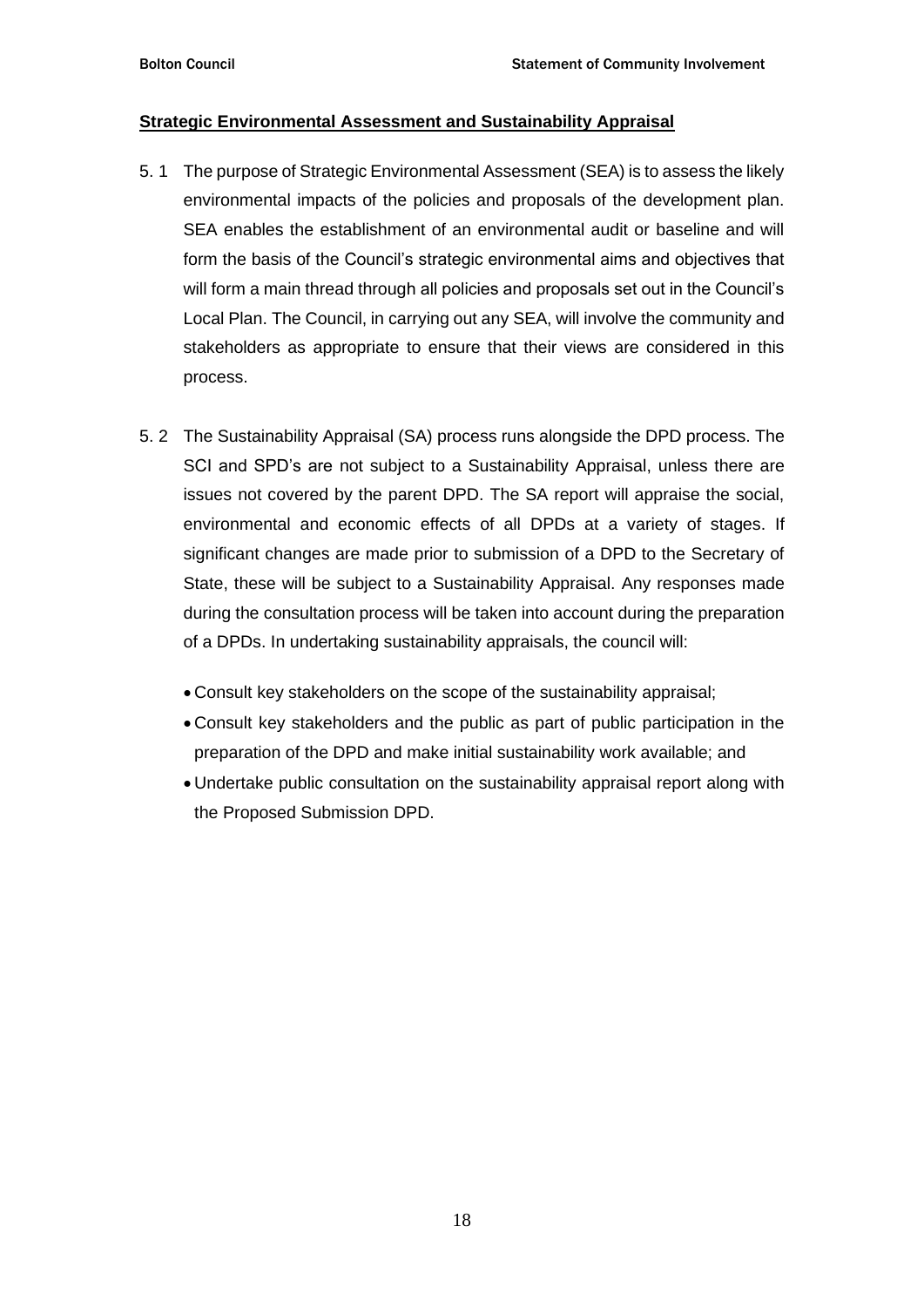## Strategic Environmental Assessment and Sustainability Appraisal

5. 1 The purpose of Strategic Environmental Assessment (SEA) is to assess the likely environmental impacts of the policies and proposals of the development plan. SEA enables the establishment of an environmental audit or baseline and will form the basis of the Council's strategic environmental aims and objectives that will form a main thread through all policies and proposals set out in the Council's Local Plan. The Council, in carrying out any SEA, will involve the community and stakeholders as appropriate to ensure that their views are considered in this process.

5. 2 The Sustainability Appraisal (SA) process runs alongside the DPD process. The SCI and SPD's are not subject to a Sustainability Appraisal, unless there are issues not covered by the parent DPD. The SA report will appraise the social, environmental and economic effects of all DPDs at a variety of stages. If significant changes are made prior to submission of a DPD to the Secretary of State, these will be subject to a Sustainability Appraisal. Any responses made during the consultation process will be taken into account during the preparation of a DPDs. In undertaking sustainability appraisals, the council will:

- Consult key stakeholders on the scope of the sustainability appraisal;
- Consult key stakeholders and the public as part of public participation in the preparation of the DPD and make initial sustainability work available; and
- Undertake public consultation on the sustainability appraisal report along with the Proposed Submission DPD.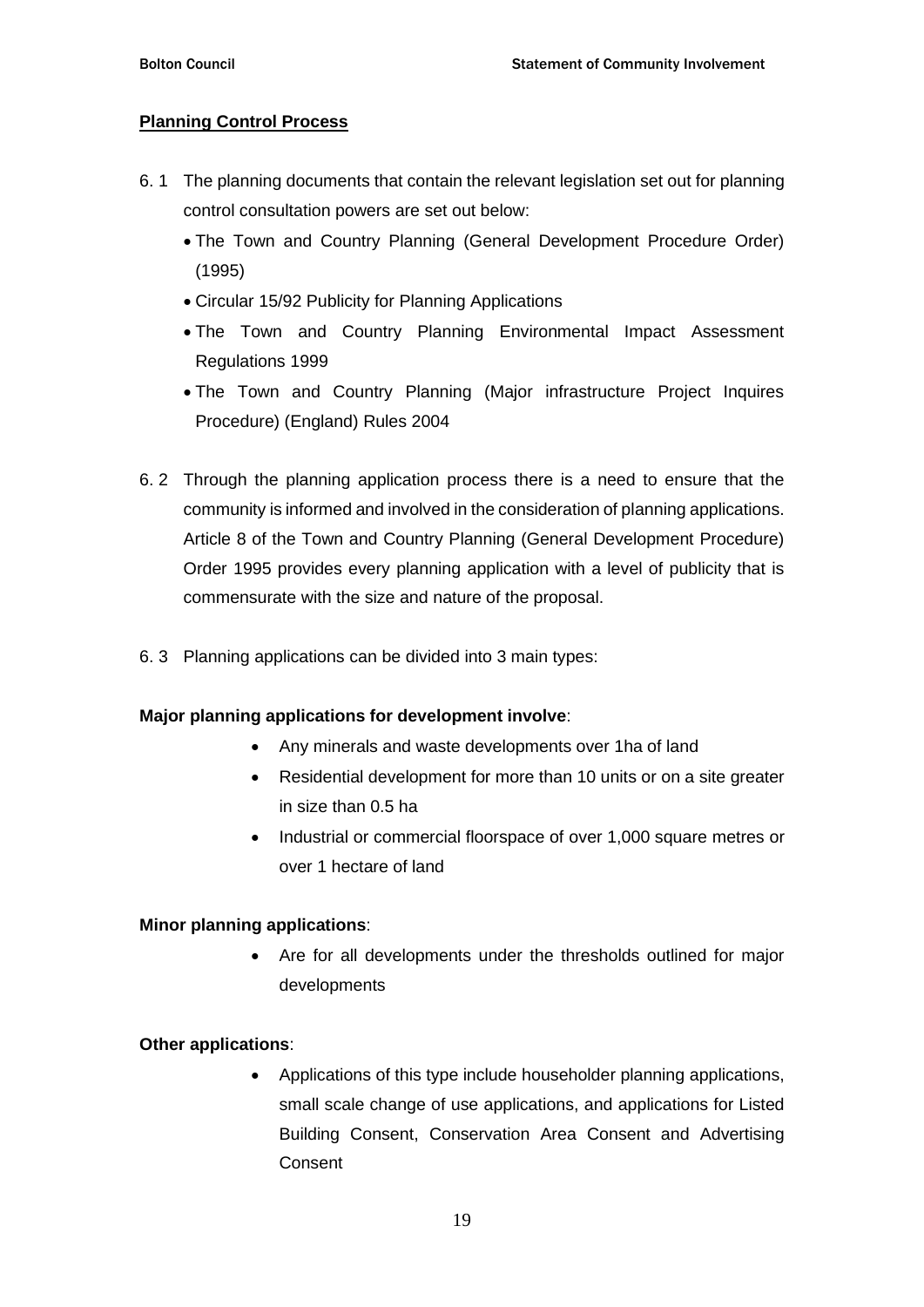## Planning Control Process

6. 1 The planning documents that contain the relevant legislation set out for planning control consultation powers are set out below:

- The Town and Country Planning (General Development Procedure Order) (1995)
- Circular 15/92 Publicity for Planning Applications
- The Town and Country Planning Environmental Impact Assessment Regulations 1999
- The Town and Country Planning (Major infrastructure Project Inquires Procedure) (England) Rules 2004

6. 2 Through the planning application process there is a need to ensure that the community is informed and involved in the consideration of planning applications. Article 8 of the Town and Country Planning (General Development Procedure) Order 1995 provides every planning application with a level of publicity that is commensurate with the size and nature of the proposal.

6. 3 Planning applications can be divided into 3 main types:

**Major planning applications for development involve**:

- Any minerals and waste developments over 1ha of land
- Residential development for more than 10 units or on a site greater in size than 0.5 ha
- Industrial or commercial floorspace of over 1,000 square metres or over 1 hectare of land

**Minor planning applications**:

- Are for all developments under the thresholds outlined for major developments

**Other applications**:

- Applications of this type include householder planning applications, small scale change of use applications, and applications for Listed Building Consent, Conservation Area Consent and Advertising Consent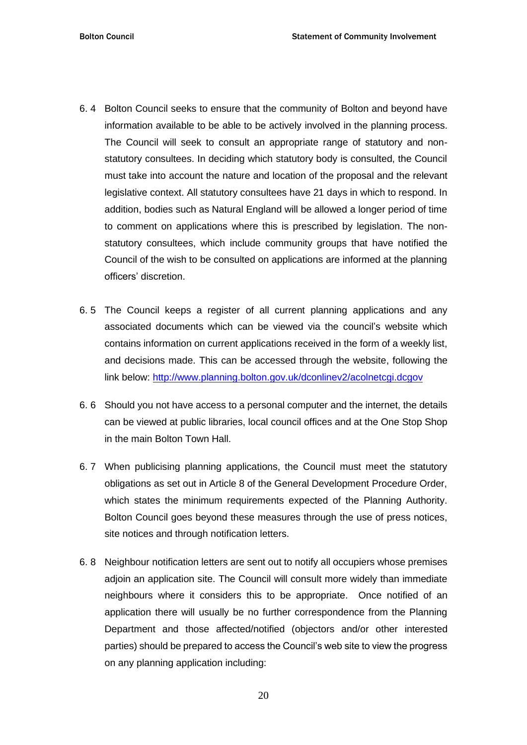6. 4 Bolton Council seeks to ensure that the community of Bolton and beyond have information available to be able to be actively involved in the planning process. The Council will seek to consult an appropriate range of statutory and non-statutory consultees. In deciding which statutory body is consulted, the Council must take into account the nature and location of the proposal and the relevant legislative context. All statutory consultees have 21 days in which to respond. In addition, bodies such as Natural England will be allowed a longer period of time to comment on applications where this is prescribed by legislation. The non-statutory consultees, which include community groups that have notified the Council of the wish to be consulted on applications are informed at the planning officers' discretion.

6. 5 The Council keeps a register of all current planning applications and any associated documents which can be viewed via the council's website which contains information on current applications received in the form of a weekly list, and decisions made. This can be accessed through the website, following the link below: [http://www.planning.bolton.gov.uk/dconlinev2/acolnetcgi.dcgov](http://www.planning.bolton.gov.uk/dconlinev2/acolnetcgi.dcgov)

6. 6 Should you not have access to a personal computer and the internet, the details can be viewed at public libraries, local council offices and at the One Stop Shop in the main Bolton Town Hall.

6. 7 When publicising planning applications, the Council must meet the statutory obligations as set out in Article 8 of the General Development Procedure Order, which states the minimum requirements expected of the Planning Authority. Bolton Council goes beyond these measures through the use of press notices, site notices and through notification letters.

6. 8 Neighbour notification letters are sent out to notify all occupiers whose premises adjoin an application site. The Council will consult more widely than immediate neighbours where it considers this to be appropriate. Once notified of an application there will usually be no further correspondence from the Planning Department and those affected/notified (objectors and/or other interested parties) should be prepared to access the Council's web site to view the progress on any planning application including: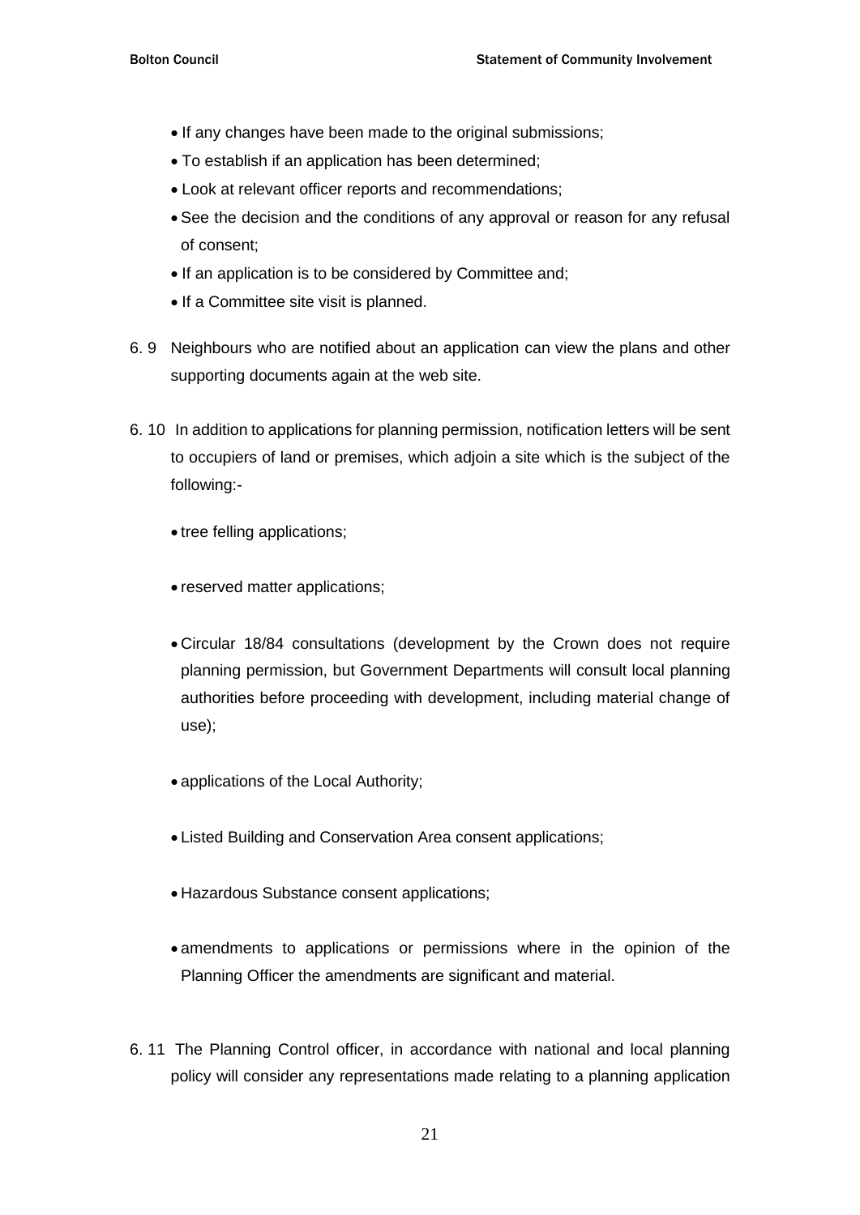- If any changes have been made to the original submissions;
- To establish if an application has been determined;
- Look at relevant officer reports and recommendations;
- See the decision and the conditions of any approval or reason for any refusal of consent;
- If an application is to be considered by Committee and;
- If a Committee site visit is planned.

6. 9 Neighbours who are notified about an application can view the plans and other supporting documents again at the web site.

6. 10 In addition to applications for planning permission, notification letters will be sent to occupiers of land or premises, which adjoin a site which is the subject of the following:-

- tree felling applications;
- reserved matter applications;
- Circular 18/84 consultations (development by the Crown does not require planning permission, but Government Departments will consult local planning authorities before proceeding with development, including material change of use);
- applications of the Local Authority;
- Listed Building and Conservation Area consent applications;
- Hazardous Substance consent applications;
- amendments to applications or permissions where in the opinion of the Planning Officer the amendments are significant and material.

6. 11 The Planning Control officer, in accordance with national and local planning policy will consider any representations made relating to a planning application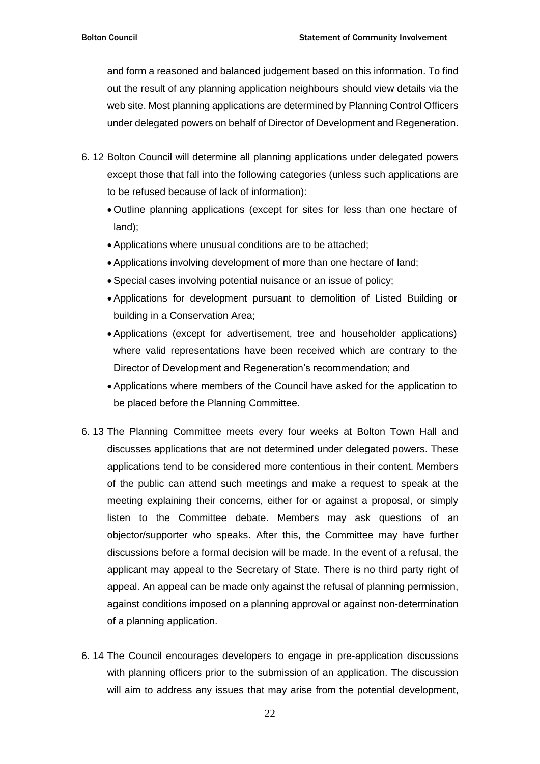and form a reasoned and balanced judgement based on this information. To find out the result of any planning application neighbours should view details via the web site. Most planning applications are determined by Planning Control Officers under delegated powers on behalf of Director of Development and Regeneration.

6. 12 Bolton Council will determine all planning applications under delegated powers except those that fall into the following categories (unless such applications are to be refused because of lack of information):

- Outline planning applications (except for sites for less than one hectare of land);
- Applications where unusual conditions are to be attached;
- Applications involving development of more than one hectare of land;
- Special cases involving potential nuisance or an issue of policy;
- Applications for development pursuant to demolition of Listed Building or building in a Conservation Area;
- Applications (except for advertisement, tree and householder applications) where valid representations have been received which are contrary to the Director of Development and Regeneration's recommendation; and
- Applications where members of the Council have asked for the application to be placed before the Planning Committee.

6. 13 The Planning Committee meets every four weeks at Bolton Town Hall and discusses applications that are not determined under delegated powers. These applications tend to be considered more contentious in their content. Members of the public can attend such meetings and make a request to speak at the meeting explaining their concerns, either for or against a proposal, or simply listen to the Committee debate. Members may ask questions of an objector/supporter who speaks. After this, the Committee may have further discussions before a formal decision will be made. In the event of a refusal, the applicant may appeal to the Secretary of State. There is no third party right of appeal. An appeal can be made only against the refusal of planning permission, against conditions imposed on a planning approval or against non-determination of a planning application.

6. 14 The Council encourages developers to engage in pre-application discussions with planning officers prior to the submission of an application. The discussion will aim to address any issues that may arise from the potential development,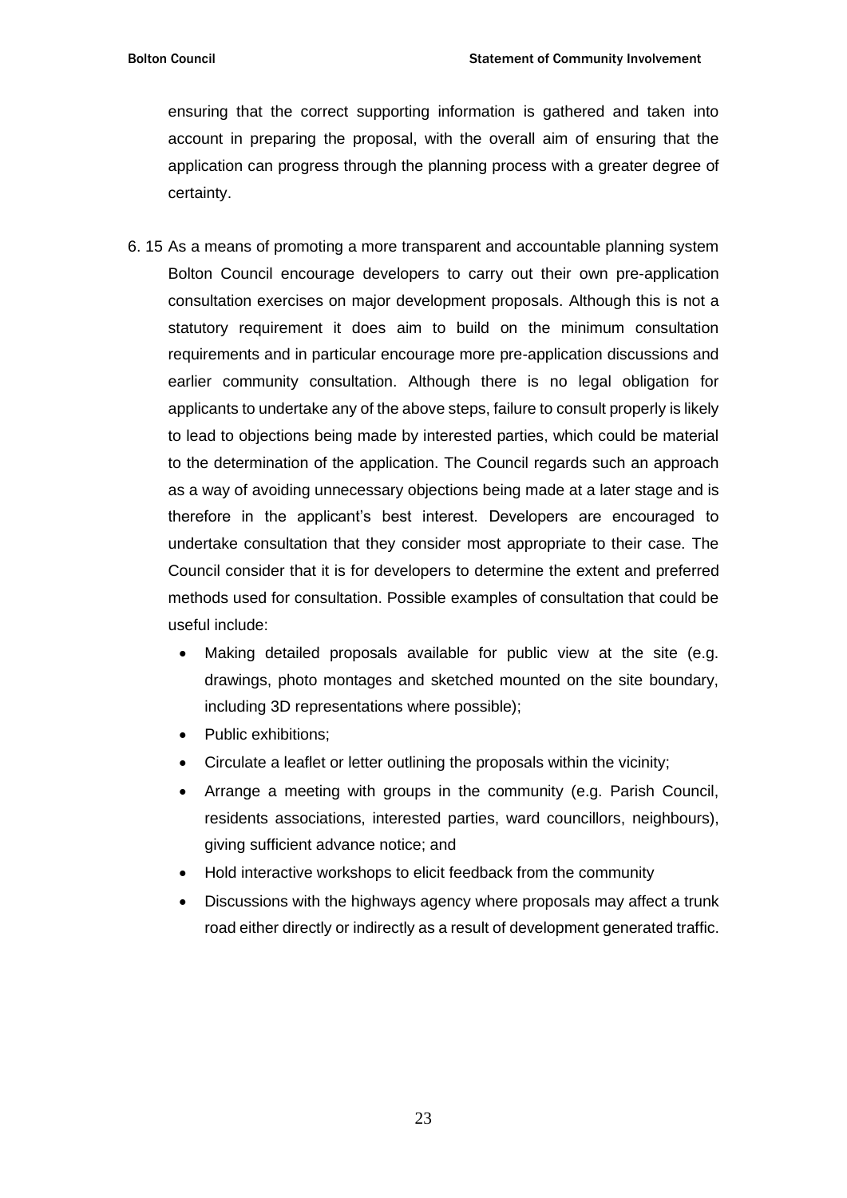ensuring that the correct supporting information is gathered and taken into account in preparing the proposal, with the overall aim of ensuring that the application can progress through the planning process with a greater degree of certainty.

6. 15 As a means of promoting a more transparent and accountable planning system Bolton Council encourage developers to carry out their own pre-application consultation exercises on major development proposals. Although this is not a statutory requirement it does aim to build on the minimum consultation requirements and in particular encourage more pre-application discussions and earlier community consultation. Although there is no legal obligation for applicants to undertake any of the above steps, failure to consult properly is likely to lead to objections being made by interested parties, which could be material to the determination of the application. The Council regards such an approach as a way of avoiding unnecessary objections being made at a later stage and is therefore in the applicant's best interest. Developers are encouraged to undertake consultation that they consider most appropriate to their case. The Council consider that it is for developers to determine the extent and preferred methods used for consultation. Possible examples of consultation that could be useful include:

- Making detailed proposals available for public view at the site (e.g. drawings, photo montages and sketched mounted on the site boundary, including 3D representations where possible);
- Public exhibitions;
- Circulate a leaflet or letter outlining the proposals within the vicinity;
- Arrange a meeting with groups in the community (e.g. Parish Council, residents associations, interested parties, ward councillors, neighbours), giving sufficient advance notice; and
- Hold interactive workshops to elicit feedback from the community
- Discussions with the highways agency where proposals may affect a trunk road either directly or indirectly as a result of development generated traffic.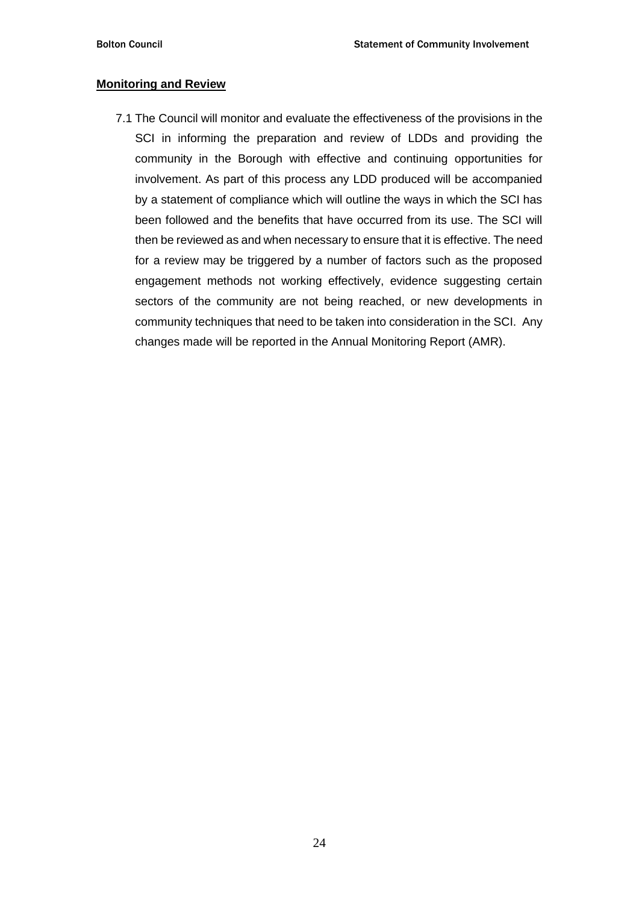## Monitoring and Review

7.1 The Council will monitor and evaluate the effectiveness of the provisions in the SCI in informing the preparation and review of LDDs and providing the community in the Borough with effective and continuing opportunities for involvement. As part of this process any LDD produced will be accompanied by a statement of compliance which will outline the ways in which the SCI has been followed and the benefits that have occurred from its use. The SCI will then be reviewed as and when necessary to ensure that it is effective. The need for a review may be triggered by a number of factors such as the proposed engagement methods not working effectively, evidence suggesting certain sectors of the community are not being reached, or new developments in community techniques that need to be taken into consideration in the SCI. Any changes made will be reported in the Annual Monitoring Report (AMR).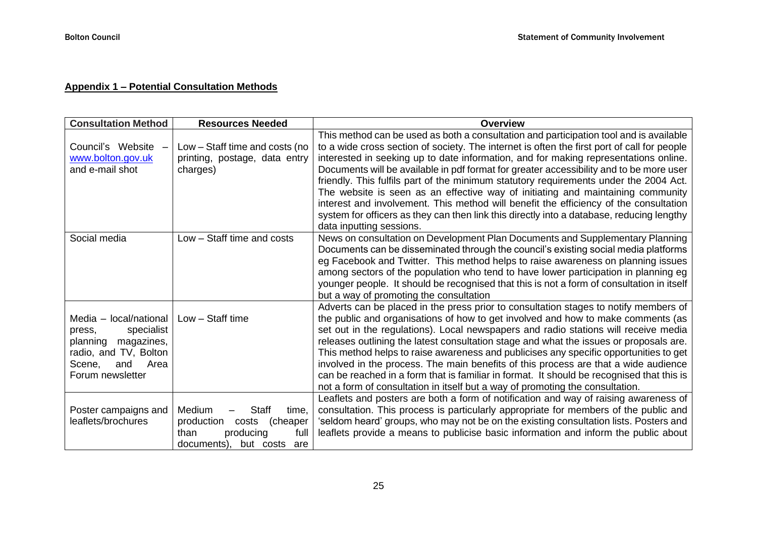## **Appendix 1 – Potential Consultation Methods**

| Consultation Method | Resources Needed | Overview |
|---|---|---|
| Council's Website – www.bolton.gov.uk and e-mail shot | Low – Staff time and costs (no printing, postage, data entry charges) | This method can be used as both a consultation and participation tool and is available to a wide cross section of society. The internet is often the first port of call for people interested in seeking up to date information, and for making representations online. Documents will be available in pdf format for greater accessibility and to be more user friendly. This fulfils part of the minimum statutory requirements under the 2004 Act. The website is seen as an effective way of initiating and maintaining community interest and involvement. This method will benefit the efficiency of the consultation system for officers as they can then link this directly into a database, reducing lengthy data inputting sessions. |
| Social media | Low – Staff time and costs | News on consultation on Development Plan Documents and Supplementary Planning Documents can be disseminated through the council's existing social media platforms eg Facebook and Twitter. This method helps to raise awareness on planning issues among sectors of the population who tend to have lower participation in planning eg younger people. It should be recognised that this is not a form of consultation in itself but a way of promoting the consultation |
| Media – local/national press, specialist planning magazines, radio, and TV, Bolton Scene, and Area Forum newsletter | Low – Staff time | Adverts can be placed in the press prior to consultation stages to notify members of the public and organisations of how to get involved and how to make comments (as set out in the regulations). Local newspapers and radio stations will receive media releases outlining the latest consultation stage and what the issues or proposals are. This method helps to raise awareness and publicises any specific opportunities to get involved in the process. The main benefits of this process are that a wide audience can be reached in a form that is familiar in format. It should be recognised that this is not a form of consultation in itself but a way of promoting the consultation. |
| Poster campaigns and leaflets/brochures | Medium – Staff time, production costs (cheaper than producing full documents), but costs are | Leaflets and posters are both a form of notification and way of raising awareness of consultation. This process is particularly appropriate for members of the public and 'seldom heard' groups, who may not be on the existing consultation lists. Posters and leaflets provide a means to publicise basic information and inform the public about |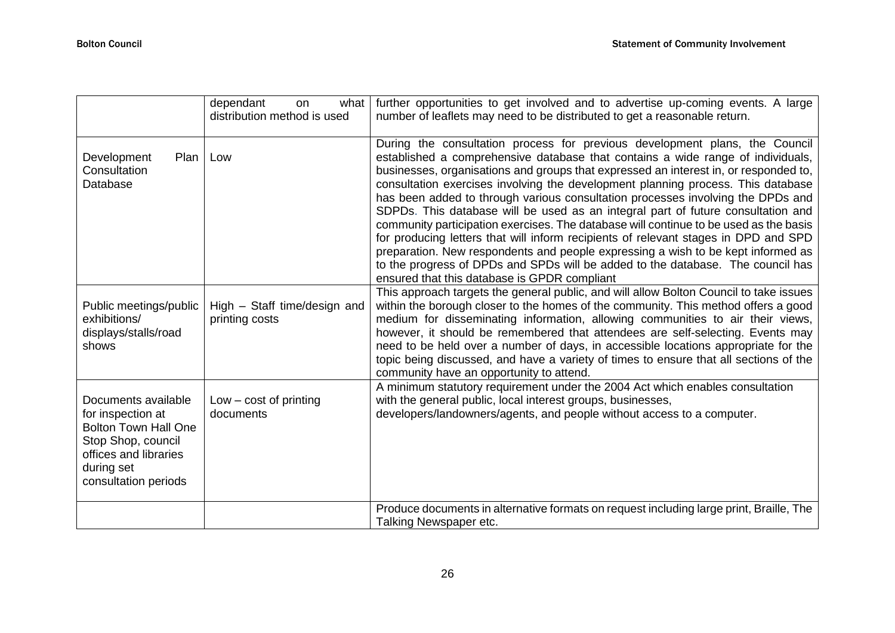|  |  |  |
| --- | --- | --- |
|  | dependant on what distribution method is used | further opportunities to get involved and to advertise up-coming events. A large number of leaflets may need to be distributed to get a reasonable return. |
| Development Plan Consultation Database | Low | During the consultation process for previous development plans, the Council established a comprehensive database that contains a wide range of individuals, businesses, organisations and groups that expressed an interest in, or responded to, consultation exercises involving the development planning process. This database has been added to through various consultation processes involving the DPDs and SDPDs. This database will be used as an integral part of future consultation and community participation exercises. The database will continue to be used as the basis for producing letters that will inform recipients of relevant stages in DPD and SPD preparation. New respondents and people expressing a wish to be kept informed as to the progress of DPDs and SPDs will be added to the database. The council has ensured that this database is GPDR compliant |
| Public meetings/public exhibitions/ displays/stalls/road shows | High – Staff time/design and printing costs | This approach targets the general public, and will allow Bolton Council to take issues within the borough closer to the homes of the community. This method offers a good medium for disseminating information, allowing communities to air their views, however, it should be remembered that attendees are self-selecting. Events may need to be held over a number of days, in accessible locations appropriate for the topic being discussed, and have a variety of times to ensure that all sections of the community have an opportunity to attend. |
| Documents available for inspection at Bolton Town Hall One Stop Shop, council offices and libraries during set consultation periods | Low – cost of printing documents | A minimum statutory requirement under the 2004 Act which enables consultation with the general public, local interest groups, businesses, developers/landowners/agents, and people without access to a computer. |
|  |  | Produce documents in alternative formats on request including large print, Braille, The Talking Newspaper etc. |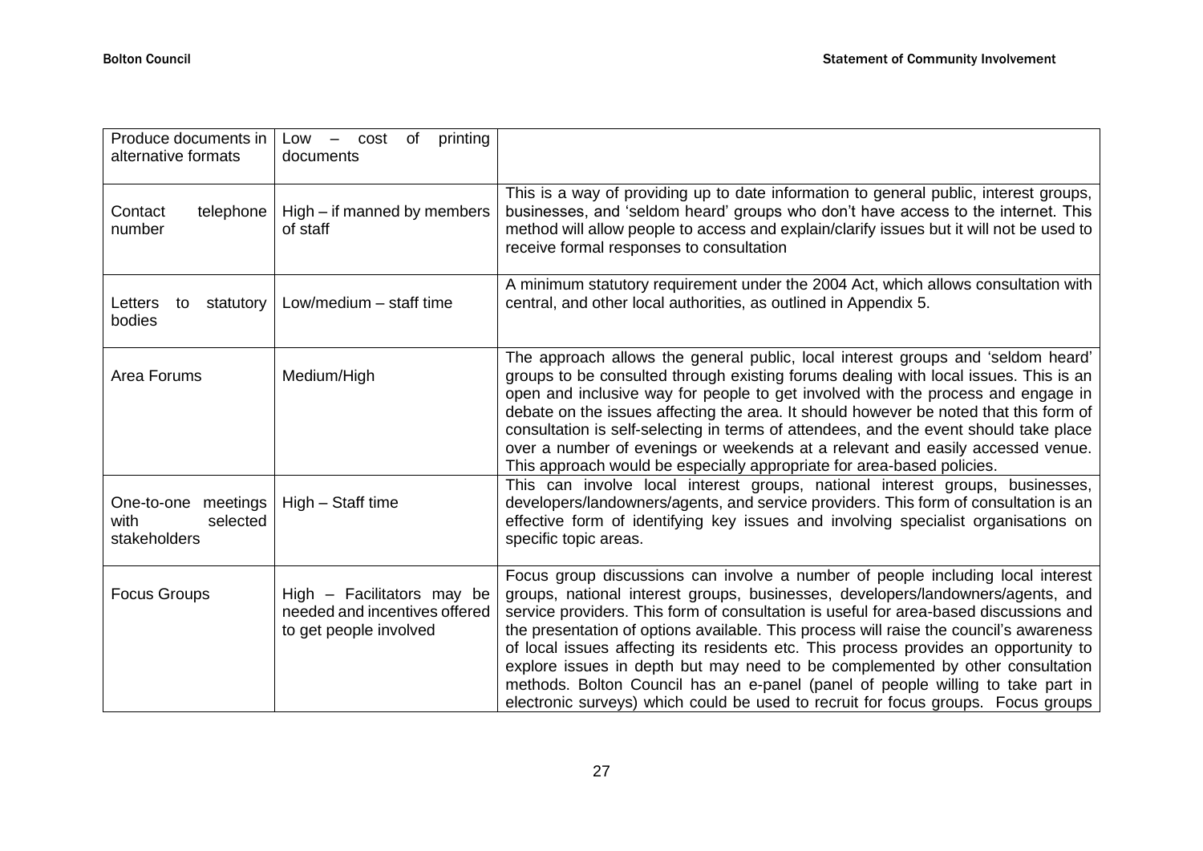| | | |
|---|---|---|
| Produce documents in alternative formats | Low – cost of printing documents | |
| Contact telephone number | High – if manned by members of staff | This is a way of providing up to date information to general public, interest groups, businesses, and 'seldom heard' groups who don't have access to the internet. This method will allow people to access and explain/clarify issues but it will not be used to receive formal responses to consultation |
| Letters to statutory bodies | Low/medium – staff time | A minimum statutory requirement under the 2004 Act, which allows consultation with central, and other local authorities, as outlined in Appendix 5. |
| Area Forums | Medium/High | The approach allows the general public, local interest groups and 'seldom heard' groups to be consulted through existing forums dealing with local issues. This is an open and inclusive way for people to get involved with the process and engage in debate on the issues affecting the area. It should however be noted that this form of consultation is self-selecting in terms of attendees, and the event should take place over a number of evenings or weekends at a relevant and easily accessed venue. This approach would be especially appropriate for area-based policies. |
| One-to-one meetings with selected stakeholders | High – Staff time | This can involve local interest groups, national interest groups, businesses, developers/landowners/agents, and service providers. This form of consultation is an effective form of identifying key issues and involving specialist organisations on specific topic areas. |
| Focus Groups | High – Facilitators may be needed and incentives offered to get people involved | Focus group discussions can involve a number of people including local interest groups, national interest groups, businesses, developers/landowners/agents, and service providers. This form of consultation is useful for area-based discussions and the presentation of options available. This process will raise the council's awareness of local issues affecting its residents etc. This process provides an opportunity to explore issues in depth but may need to be complemented by other consultation methods. Bolton Council has an e-panel (panel of people willing to take part in electronic surveys) which could be used to recruit for focus groups. Focus groups |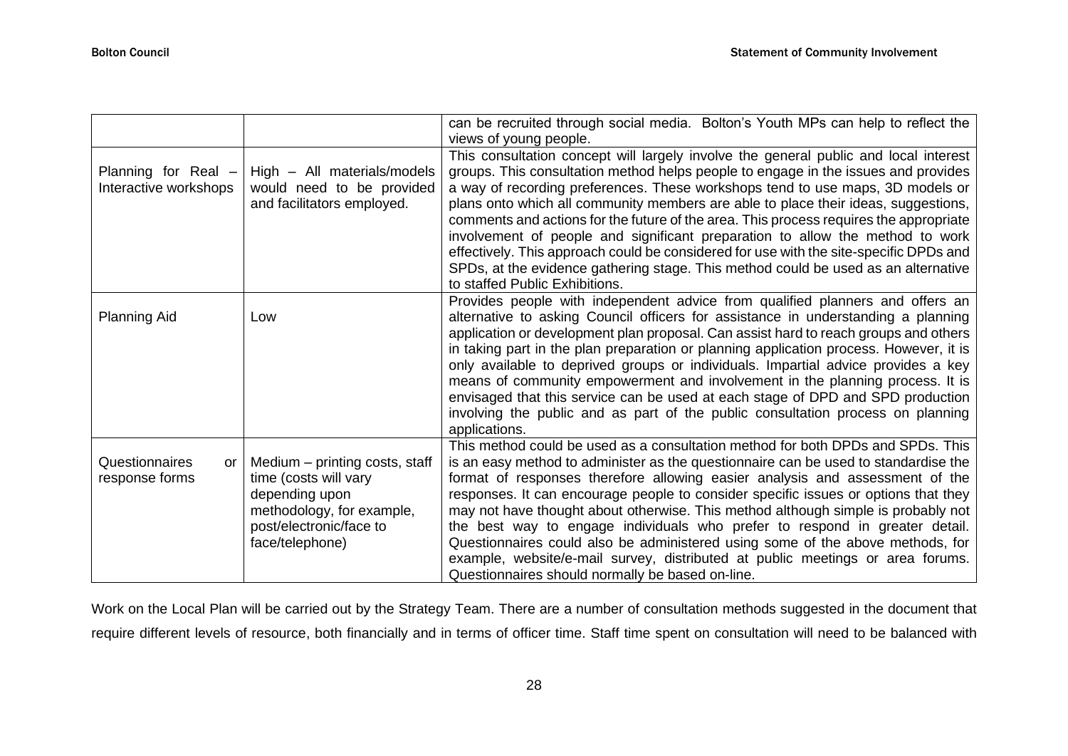| | | |
|---|---|---|
| | | can be recruited through social media. Bolton's Youth MPs can help to reflect the views of young people. |
| Planning for Real – Interactive workshops | High – All materials/models would need to be provided and facilitators employed. | This consultation concept will largely involve the general public and local interest groups. This consultation method helps people to engage in the issues and provides a way of recording preferences. These workshops tend to use maps, 3D models or plans onto which all community members are able to place their ideas, suggestions, comments and actions for the future of the area. This process requires the appropriate involvement of people and significant preparation to allow the method to work effectively. This approach could be considered for use with the site-specific DPDs and SPDs, at the evidence gathering stage. This method could be used as an alternative to staffed Public Exhibitions. |
| Planning Aid | Low | Provides people with independent advice from qualified planners and offers an alternative to asking Council officers for assistance in understanding a planning application or development plan proposal. Can assist hard to reach groups and others in taking part in the plan preparation or planning application process. However, it is only available to deprived groups or individuals. Impartial advice provides a key means of community empowerment and involvement in the planning process. It is envisaged that this service can be used at each stage of DPD and SPD production involving the public and as part of the public consultation process on planning applications. |
| Questionnaires or response forms | Medium – printing costs, staff time (costs will vary depending upon methodology, for example, post/electronic/face to face/telephone) | This method could be used as a consultation method for both DPDs and SPDs. This is an easy method to administer as the questionnaire can be used to standardise the format of responses therefore allowing easier analysis and assessment of the responses. It can encourage people to consider specific issues or options that they may not have thought about otherwise. This method although simple is probably not the best way to engage individuals who prefer to respond in greater detail. Questionnaires could also be administered using some of the above methods, for example, website/e-mail survey, distributed at public meetings or area forums. Questionnaires should normally be based on-line. |

Work on the Local Plan will be carried out by the Strategy Team. There are a number of consultation methods suggested in the document that require different levels of resource, both financially and in terms of officer time. Staff time spent on consultation will need to be balanced with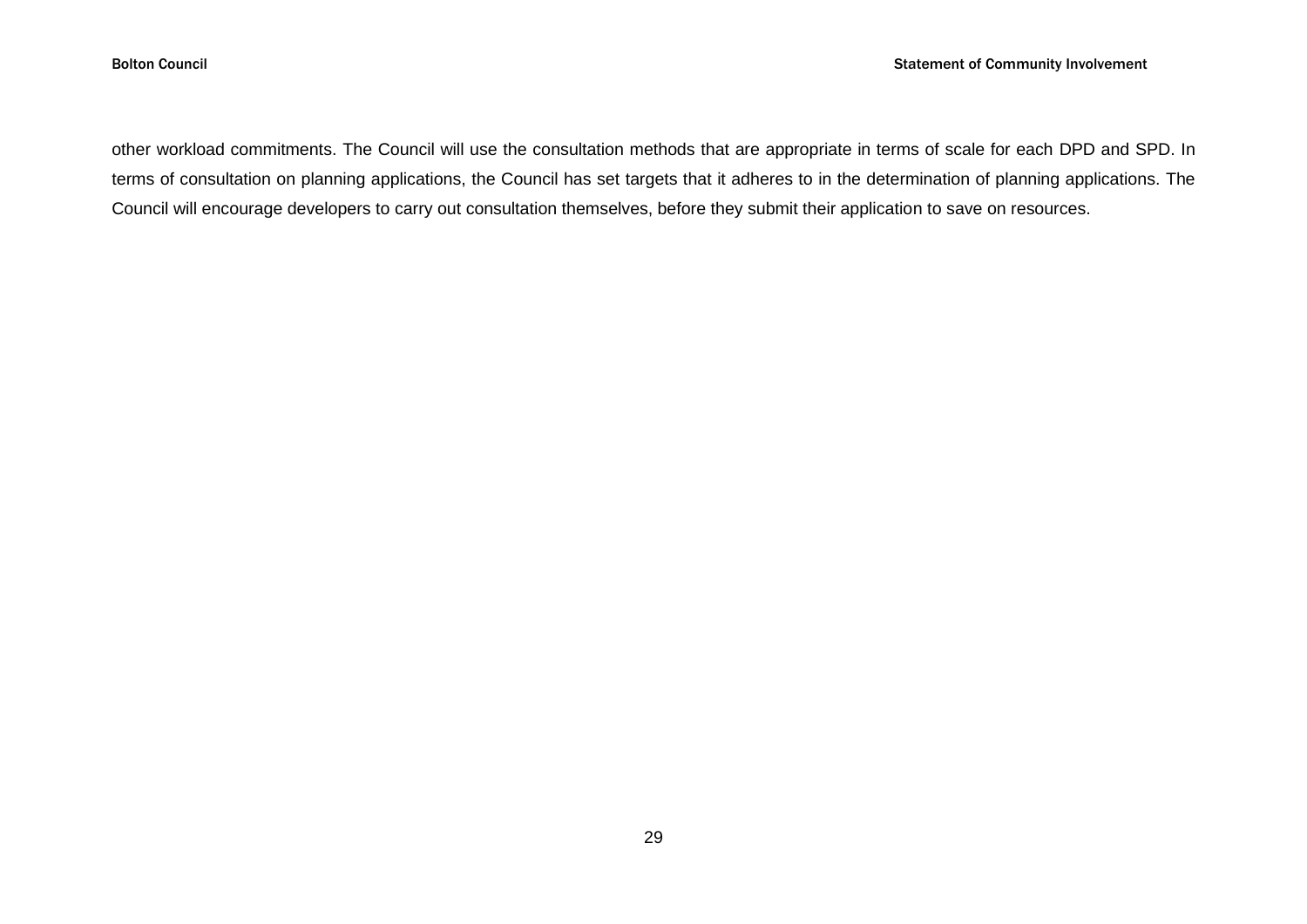other workload commitments. The Council will use the consultation methods that are appropriate in terms of scale for each DPD and SPD. In terms of consultation on planning applications, the Council has set targets that it adheres to in the determination of planning applications. The Council will encourage developers to carry out consultation themselves, before they submit their application to save on resources.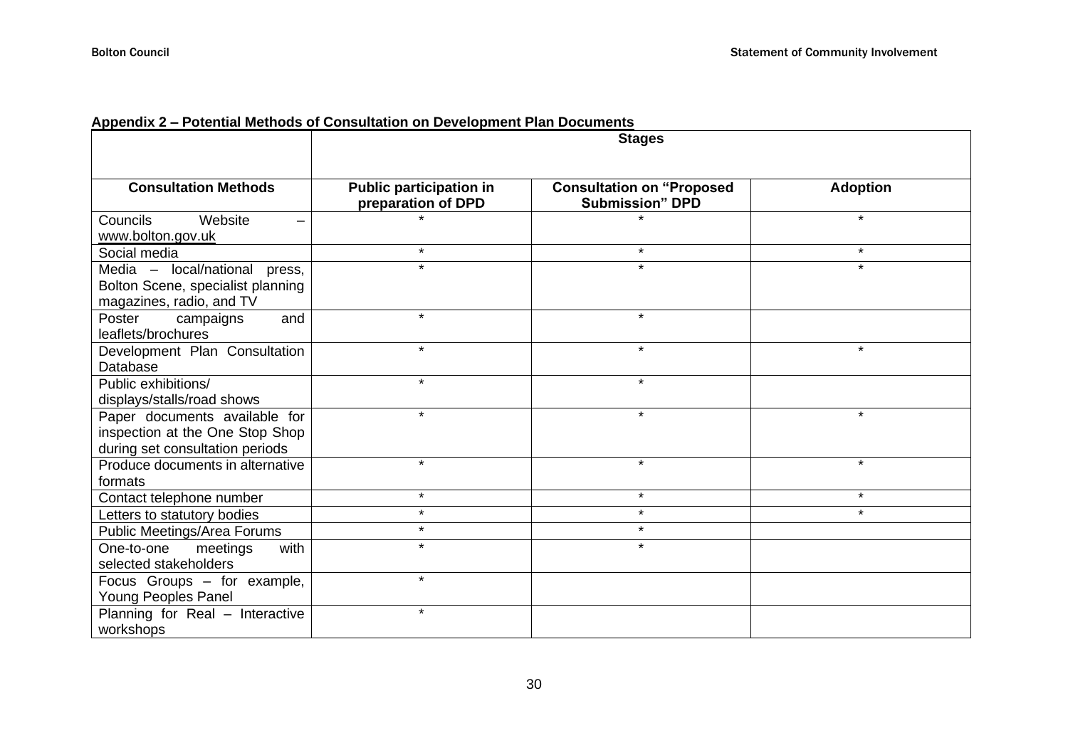**Appendix 2 – Potential Methods of Consultation on Development Plan Documents**

| | Stages | | |
|---|---|---|---|
| **Consultation Methods** | **Public participation in preparation of DPD** | **Consultation on "Proposed Submission" DPD** | **Adoption** |
| Councils Website – www.bolton.gov.uk | * | * | * |
| Social media | * | * | * |
| Media – local/national press, Bolton Scene, specialist planning magazines, radio, and TV | * | * | * |
| Poster campaigns and leaflets/brochures | * | * | |
| Development Plan Consultation Database | * | * | * |
| Public exhibitions/ displays/stalls/road shows | * | * | |
| Paper documents available for inspection at the One Stop Shop during set consultation periods | * | * | * |
| Produce documents in alternative formats | * | * | * |
| Contact telephone number | * | * | * |
| Letters to statutory bodies | * | * | * |
| Public Meetings/Area Forums | * | * | |
| One-to-one meetings with selected stakeholders | * | * | |
| Focus Groups – for example, Young Peoples Panel | * | | |
| Planning for Real – Interactive workshops | * | | |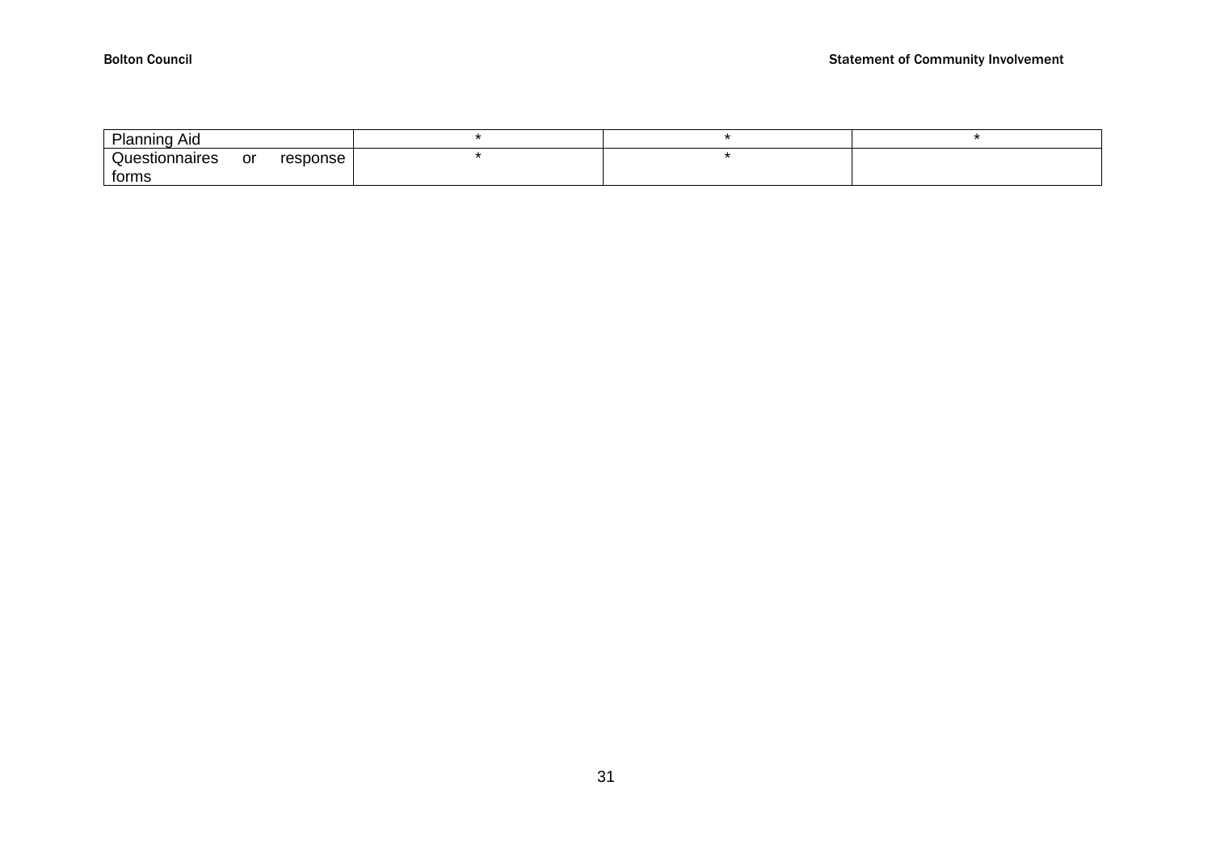| | | | |
|---|---|---|---|
| Planning Aid | * | * | * |
| Questionnaires or response forms | * | * | |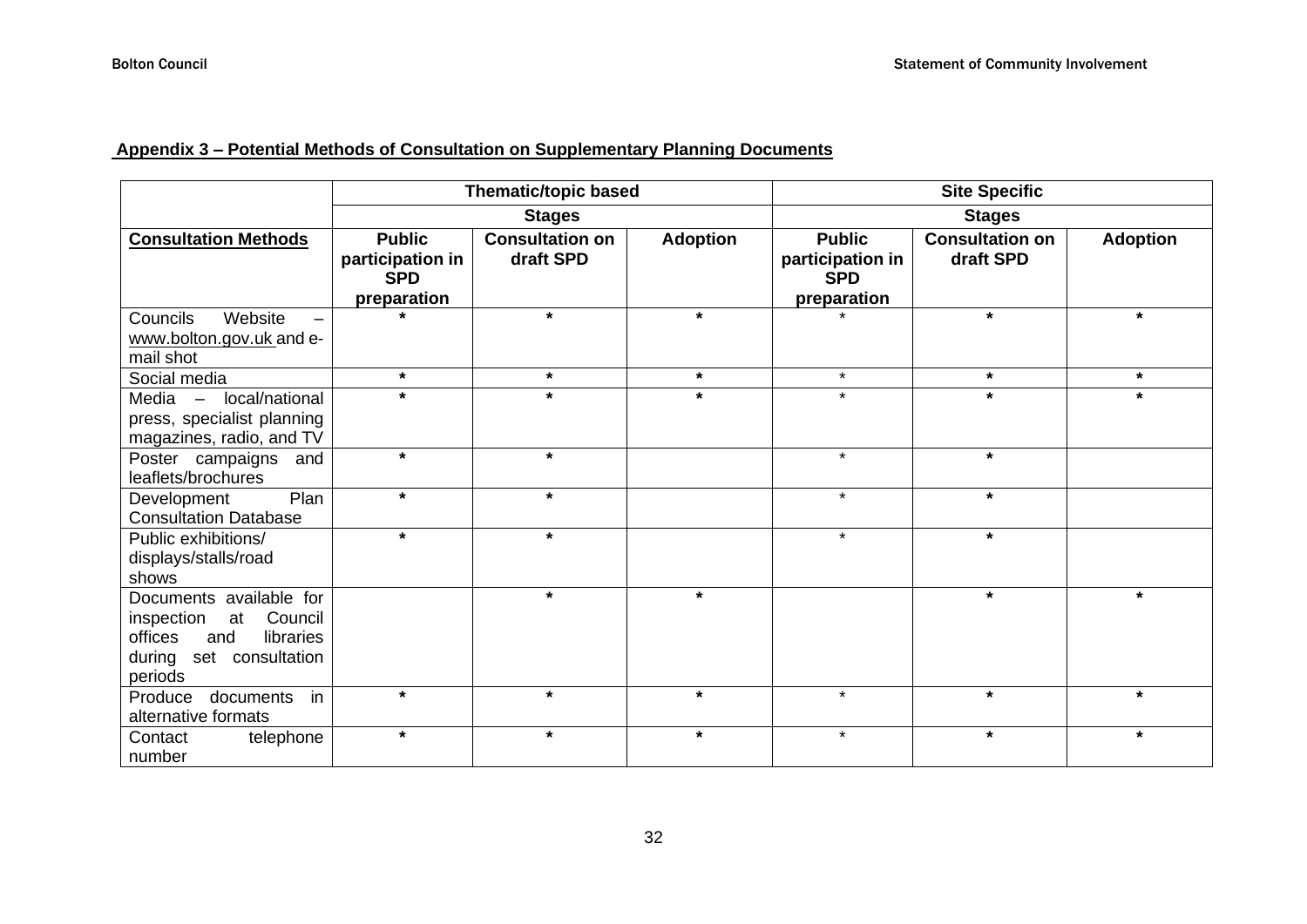## Appendix 3 – Potential Methods of Consultation on Supplementary Planning Documents

| | Thematic/topic based | | | Site Specific | | |
|---|---|---|---|---|---|---|
| | Stages | | | Stages | | |
| **Consultation Methods** | **Public participation in SPD preparation** | **Consultation on draft SPD** | **Adoption** | **Public participation in SPD preparation** | **Consultation on draft SPD** | **Adoption** |
| Councils Website – www.bolton.gov.uk and e-mail shot | * | * | * | * | * | * |
| Social media | * | * | * | * | * | * |
| Media – local/national press, specialist planning magazines, radio, and TV | * | * | * | * | * | * |
| Poster campaigns and leaflets/brochures | * | * | | * | * | |
| Development Plan Consultation Database | * | * | | * | * | |
| Public exhibitions/ displays/stalls/road shows | * | * | | * | * | |
| Documents available for inspection at Council offices and libraries during set consultation periods | | * | * | | * | * |
| Produce documents in alternative formats | * | * | * | * | * | * |
| Contact telephone number | * | * | * | * | * | * |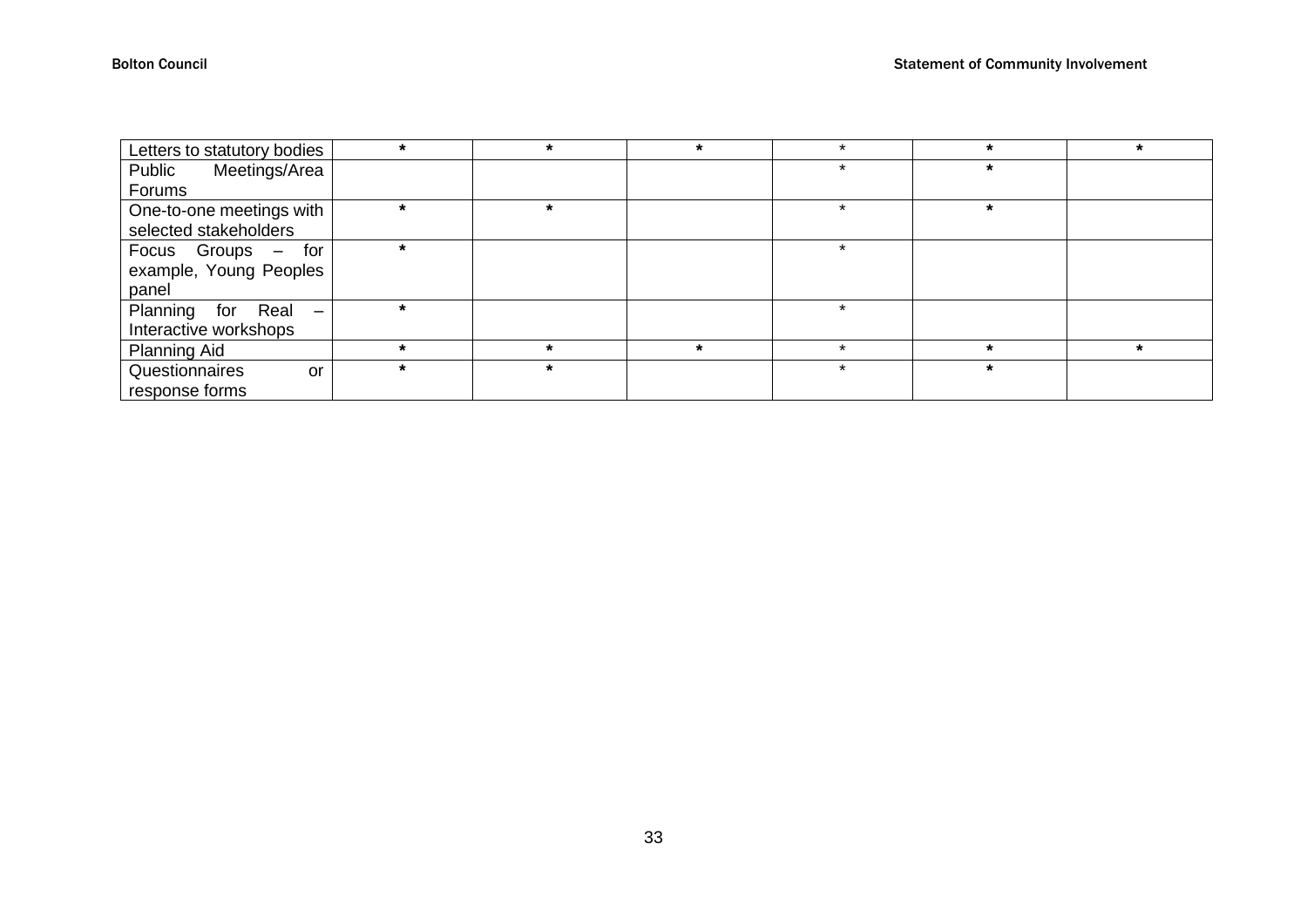| | | | | | | |
|---|---|---|---|---|---|---|
| Letters to statutory bodies | * | * | * | * | * | * |
| Public Meetings/Area Forums | | | | * | * | |
| One-to-one meetings with selected stakeholders | * | * | | * | * | |
| Focus Groups – for example, Young Peoples panel | * | | | * | | |
| Planning for Real – Interactive workshops | * | | | * | | |
| Planning Aid | * | * | * | * | * | * |
| Questionnaires or response forms | * | * | | * | * | |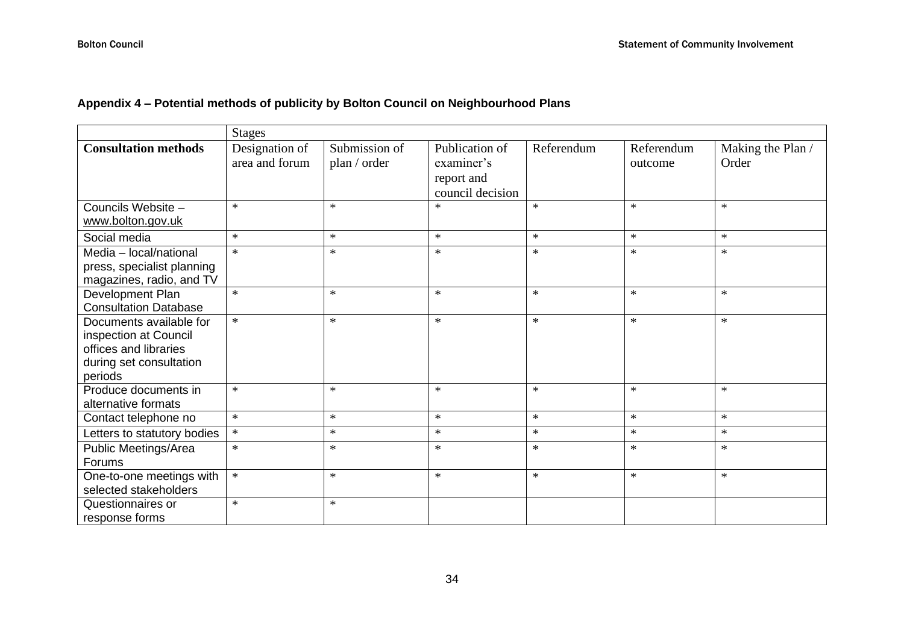### Appendix 4 – Potential methods of publicity by Bolton Council on Neighbourhood Plans

| | Stages | | | | | |
|---|---|---|---|---|---|---|
| **Consultation methods** | Designation of area and forum | Submission of plan / order | Publication of examiner's report and council decision | Referendum | Referendum outcome | Making the Plan / Order |
| Councils Website – www.bolton.gov.uk | * | * | * | * | * | * |
| Social media | * | * | * | * | * | * |
| Media – local/national press, specialist planning magazines, radio, and TV | * | * | * | * | * | * |
| Development Plan Consultation Database | * | * | * | * | * | * |
| Documents available for inspection at Council offices and libraries during set consultation periods | * | * | * | * | * | * |
| Produce documents in alternative formats | * | * | * | * | * | * |
| Contact telephone no | * | * | * | * | * | * |
| Letters to statutory bodies | * | * | * | * | * | * |
| Public Meetings/Area Forums | * | * | * | * | * | * |
| One-to-one meetings with selected stakeholders | * | * | * | * | * | * |
| Questionnaires or response forms | * | * | | | | |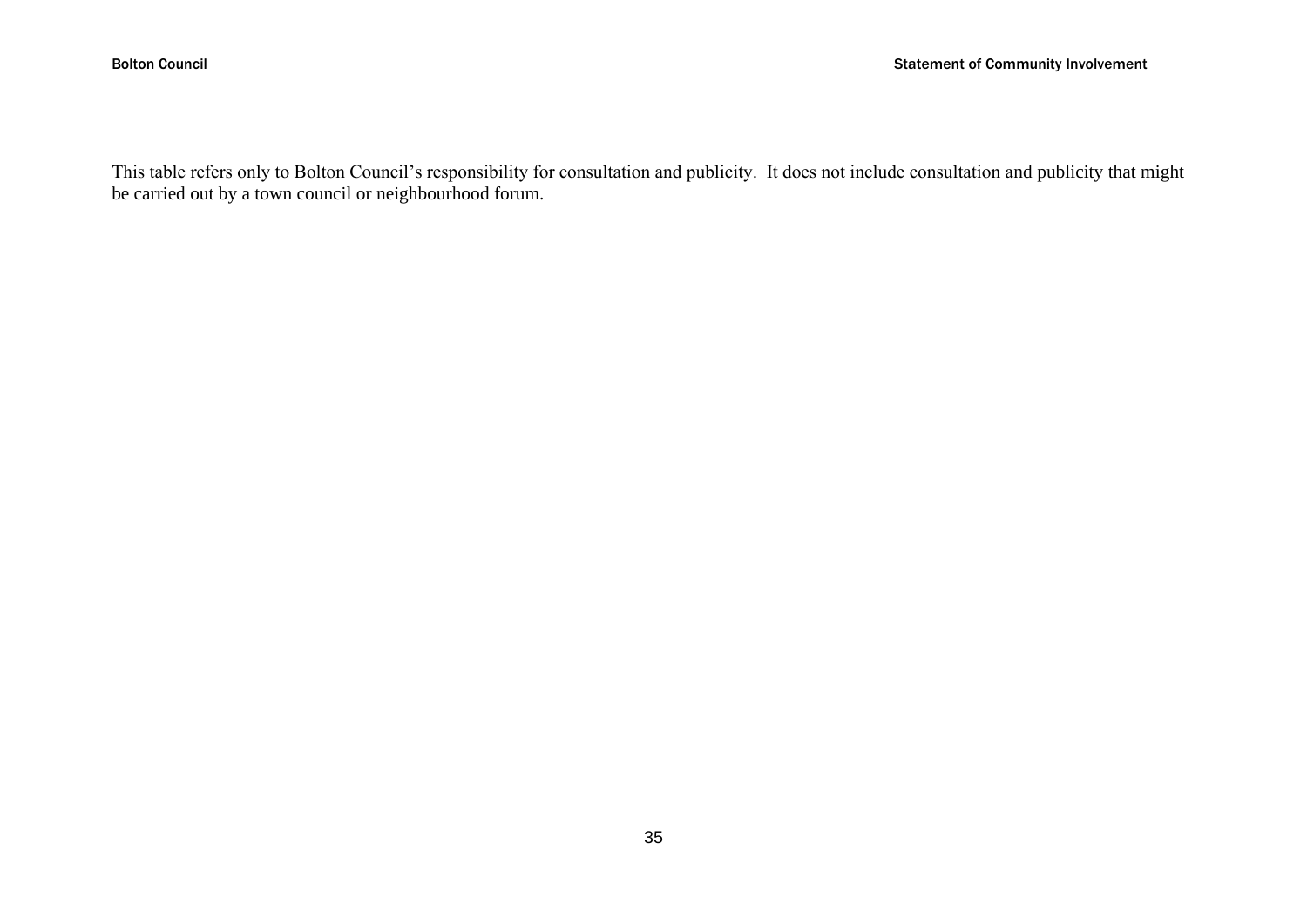This table refers only to Bolton Council's responsibility for consultation and publicity. It does not include consultation and publicity that might be carried out by a town council or neighbourhood forum.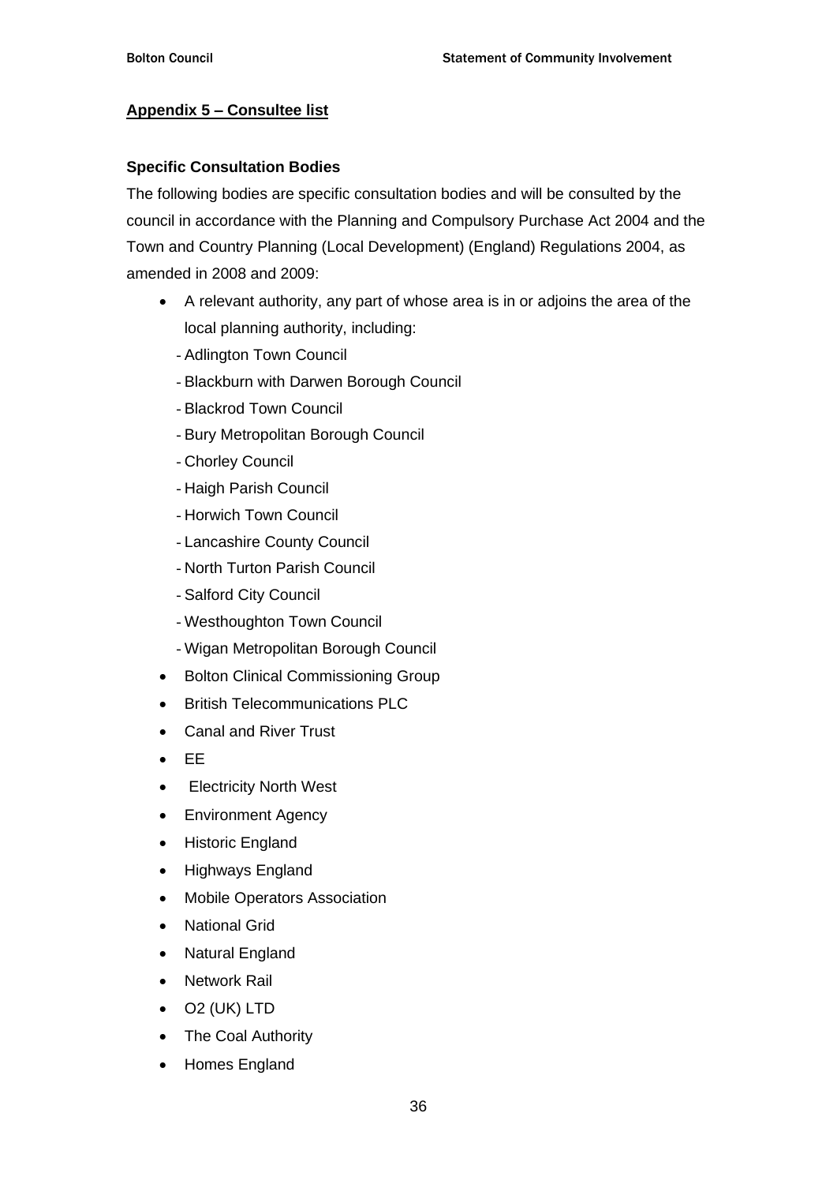## Appendix 5 – Consultee list

### Specific Consultation Bodies

The following bodies are specific consultation bodies and will be consulted by the council in accordance with the Planning and Compulsory Purchase Act 2004 and the Town and Country Planning (Local Development) (England) Regulations 2004, as amended in 2008 and 2009:

- A relevant authority, any part of whose area is in or adjoins the area of the local planning authority, including:
  - Adlington Town Council
  - Blackburn with Darwen Borough Council
  - Blackrod Town Council
  - Bury Metropolitan Borough Council
  - Chorley Council
  - Haigh Parish Council
  - Horwich Town Council
  - Lancashire County Council
  - North Turton Parish Council
  - Salford City Council
  - Westhoughton Town Council
  - Wigan Metropolitan Borough Council
- Bolton Clinical Commissioning Group
- British Telecommunications PLC
- Canal and River Trust
- EE
- Electricity North West
- Environment Agency
- Historic England
- Highways England
- Mobile Operators Association
- National Grid
- Natural England
- Network Rail
- O2 (UK) LTD
- The Coal Authority
- Homes England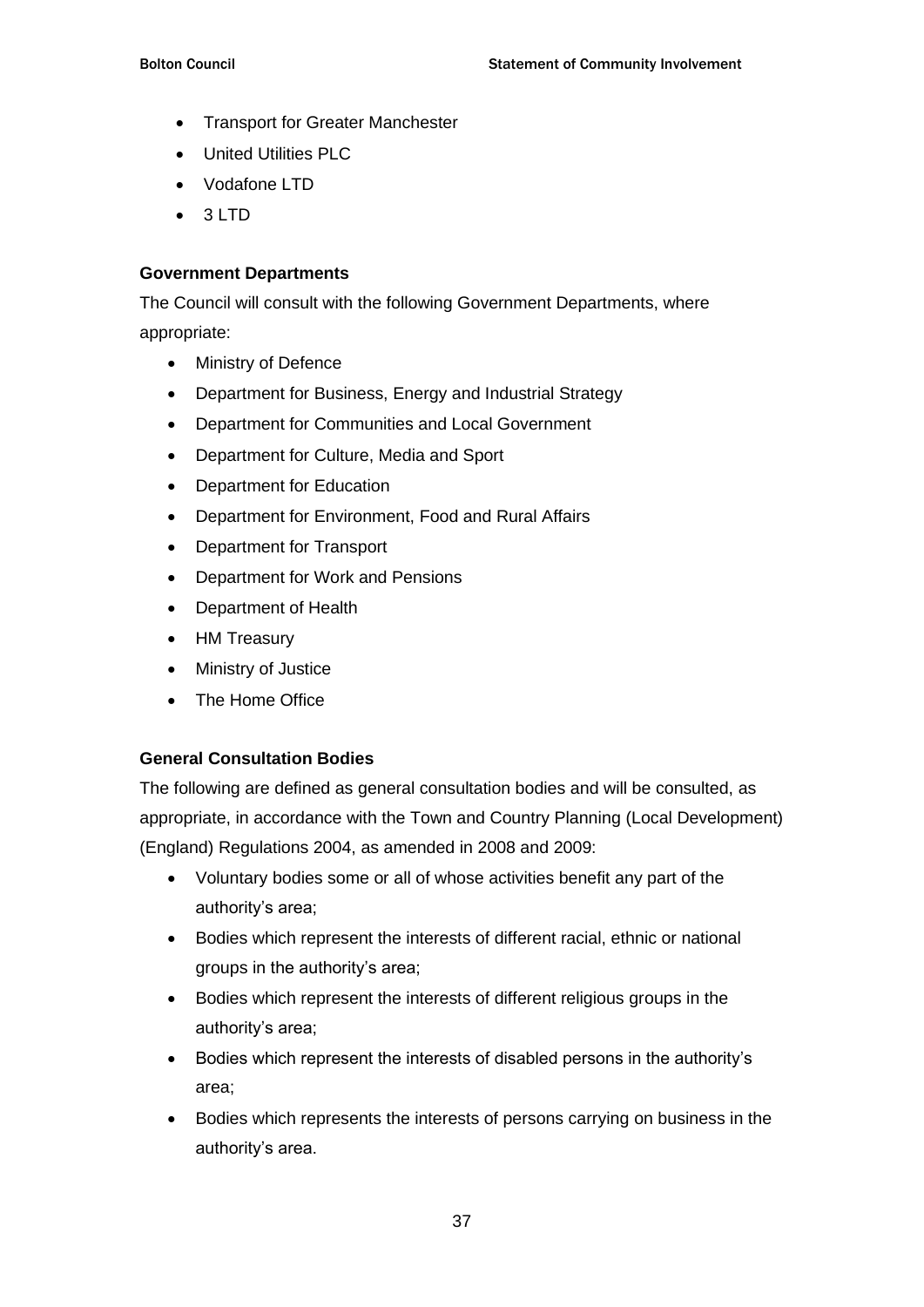- Transport for Greater Manchester
- United Utilities PLC
- Vodafone LTD
- 3 LTD

**Government Departments**

The Council will consult with the following Government Departments, where appropriate:

- Ministry of Defence
- Department for Business, Energy and Industrial Strategy
- Department for Communities and Local Government
- Department for Culture, Media and Sport
- Department for Education
- Department for Environment, Food and Rural Affairs
- Department for Transport
- Department for Work and Pensions
- Department of Health
- HM Treasury
- Ministry of Justice
- The Home Office

**General Consultation Bodies**

The following are defined as general consultation bodies and will be consulted, as appropriate, in accordance with the Town and Country Planning (Local Development) (England) Regulations 2004, as amended in 2008 and 2009:

- Voluntary bodies some or all of whose activities benefit any part of the authority's area;
- Bodies which represent the interests of different racial, ethnic or national groups in the authority's area;
- Bodies which represent the interests of different religious groups in the authority's area;
- Bodies which represent the interests of disabled persons in the authority's area;
- Bodies which represents the interests of persons carrying on business in the authority's area.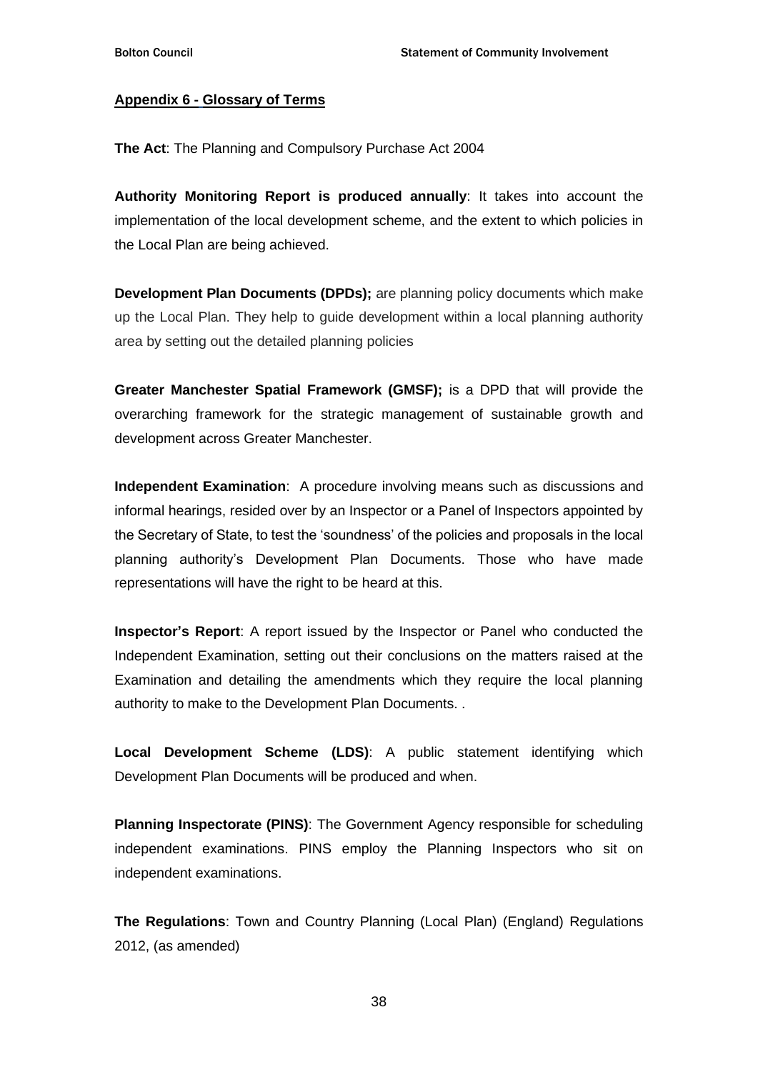**Appendix 6 - Glossary of Terms**

**The Act**: The Planning and Compulsory Purchase Act 2004

**Authority Monitoring Report is produced annually**: It takes into account the implementation of the local development scheme, and the extent to which policies in the Local Plan are being achieved.

**Development Plan Documents (DPDs);** are planning policy documents which make up the Local Plan. They help to guide development within a local planning authority area by setting out the detailed planning policies

**Greater Manchester Spatial Framework (GMSF);** is a DPD that will provide the overarching framework for the strategic management of sustainable growth and development across Greater Manchester.

**Independent Examination**: A procedure involving means such as discussions and informal hearings, resided over by an Inspector or a Panel of Inspectors appointed by the Secretary of State, to test the 'soundness' of the policies and proposals in the local planning authority's Development Plan Documents. Those who have made representations will have the right to be heard at this.

**Inspector's Report**: A report issued by the Inspector or Panel who conducted the Independent Examination, setting out their conclusions on the matters raised at the Examination and detailing the amendments which they require the local planning authority to make to the Development Plan Documents. .

**Local Development Scheme (LDS)**: A public statement identifying which Development Plan Documents will be produced and when.

**Planning Inspectorate (PINS)**: The Government Agency responsible for scheduling independent examinations. PINS employ the Planning Inspectors who sit on independent examinations.

**The Regulations**: Town and Country Planning (Local Plan) (England) Regulations 2012, (as amended)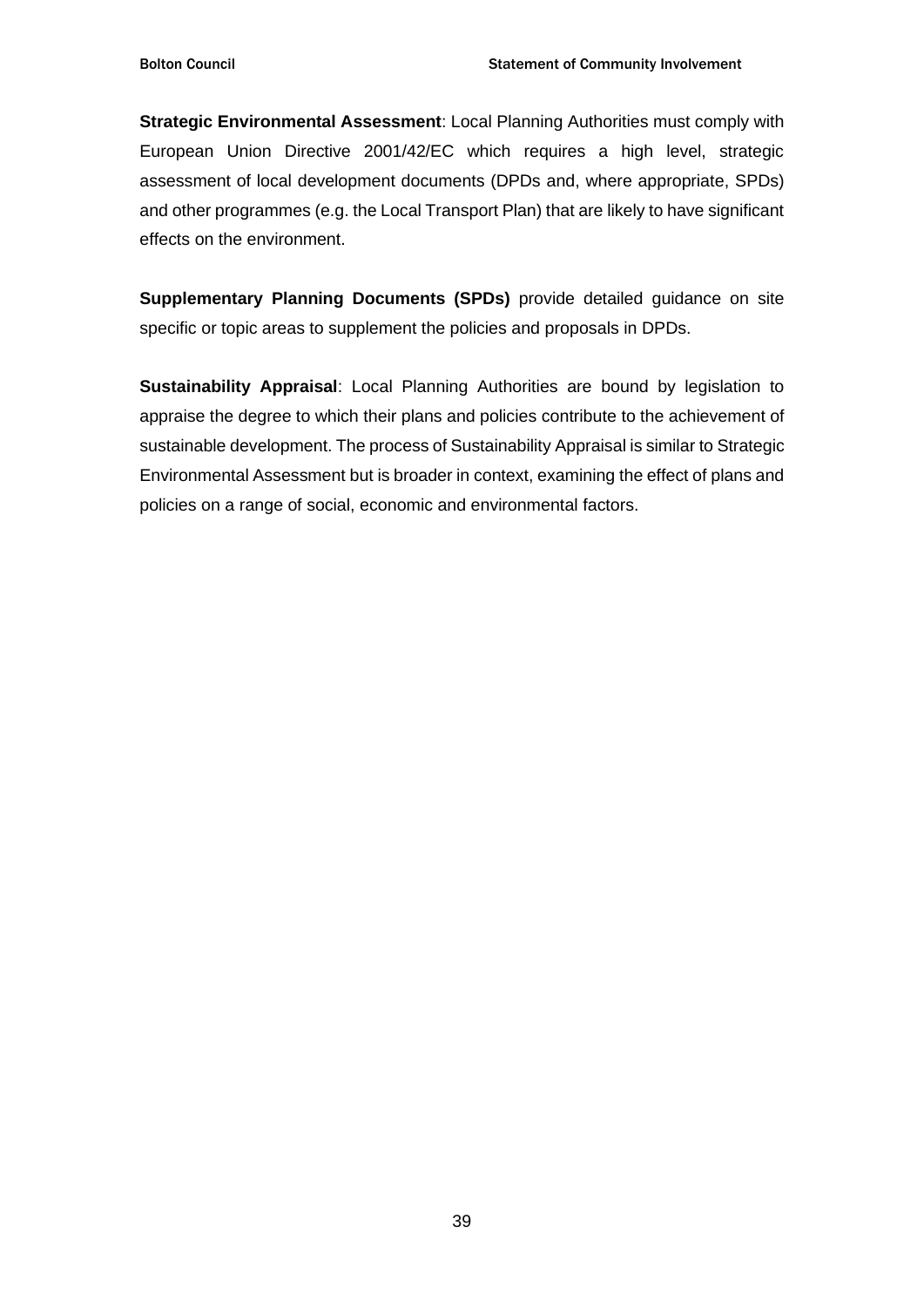**Strategic Environmental Assessment**: Local Planning Authorities must comply with European Union Directive 2001/42/EC which requires a high level, strategic assessment of local development documents (DPDs and, where appropriate, SPDs) and other programmes (e.g. the Local Transport Plan) that are likely to have significant effects on the environment.

**Supplementary Planning Documents (SPDs)** provide detailed guidance on site specific or topic areas to supplement the policies and proposals in DPDs.

**Sustainability Appraisal**: Local Planning Authorities are bound by legislation to appraise the degree to which their plans and policies contribute to the achievement of sustainable development. The process of Sustainability Appraisal is similar to Strategic Environmental Assessment but is broader in context, examining the effect of plans and policies on a range of social, economic and environmental factors.